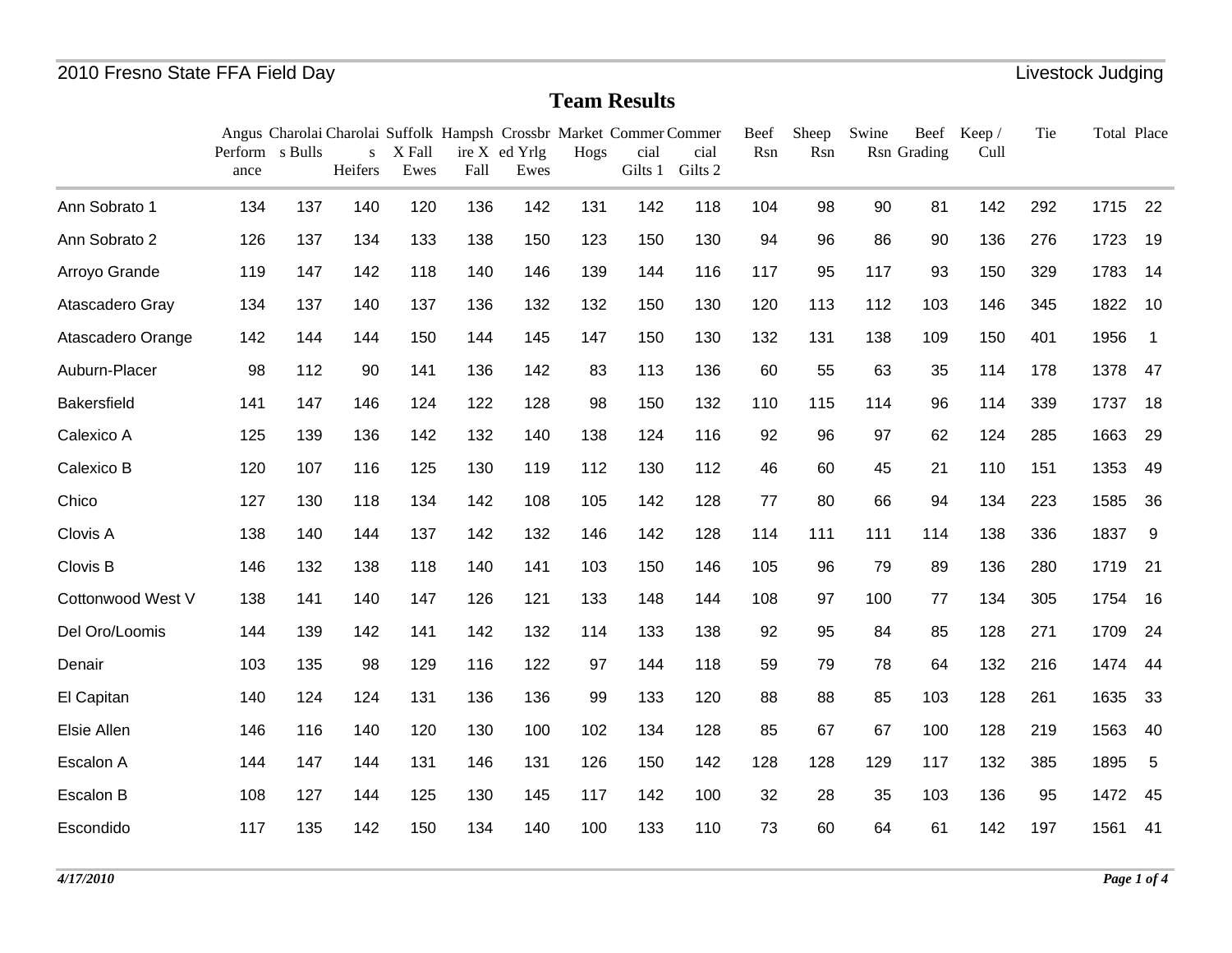2010 Fresno State FFA Field Day

Livestock Judging

## Team Results

| | Angus Performance | Charolais Bulls | Charolais Heifers | Suffolk X Fall Ewes | Hampshire X Fall | Crossbred Yrlg Ewes | Market Hogs | Commercial Gilts 1 | Commercial Gilts 2 | Beef Rsn | Sheep Rsn | Swine Rsn | Beef Grading | Keep / Cull | Tie | Total | Place |
|---|---|---|---|---|---|---|---|---|---|---|---|---|---|---|---|---|---|
| Ann Sobrato 1 | 134 | 137 | 140 | 120 | 136 | 142 | 131 | 142 | 118 | 104 | 98 | 90 | 81 | 142 | 292 | 1715 | 22 |
| Ann Sobrato 2 | 126 | 137 | 134 | 133 | 138 | 150 | 123 | 150 | 130 | 94 | 96 | 86 | 90 | 136 | 276 | 1723 | 19 |
| Arroyo Grande | 119 | 147 | 142 | 118 | 140 | 146 | 139 | 144 | 116 | 117 | 95 | 117 | 93 | 150 | 329 | 1783 | 14 |
| Atascadero Gray | 134 | 137 | 140 | 137 | 136 | 132 | 132 | 150 | 130 | 120 | 113 | 112 | 103 | 146 | 345 | 1822 | 10 |
| Atascadero Orange | 142 | 144 | 144 | 150 | 144 | 145 | 147 | 150 | 130 | 132 | 131 | 138 | 109 | 150 | 401 | 1956 | 1 |
| Auburn-Placer | 98 | 112 | 90 | 141 | 136 | 142 | 83 | 113 | 136 | 60 | 55 | 63 | 35 | 114 | 178 | 1378 | 47 |
| Bakersfield | 141 | 147 | 146 | 124 | 122 | 128 | 98 | 150 | 132 | 110 | 115 | 114 | 96 | 114 | 339 | 1737 | 18 |
| Calexico A | 125 | 139 | 136 | 142 | 132 | 140 | 138 | 124 | 116 | 92 | 96 | 97 | 62 | 124 | 285 | 1663 | 29 |
| Calexico B | 120 | 107 | 116 | 125 | 130 | 119 | 112 | 130 | 112 | 46 | 60 | 45 | 21 | 110 | 151 | 1353 | 49 |
| Chico | 127 | 130 | 118 | 134 | 142 | 108 | 105 | 142 | 128 | 77 | 80 | 66 | 94 | 134 | 223 | 1585 | 36 |
| Clovis A | 138 | 140 | 144 | 137 | 142 | 132 | 146 | 142 | 128 | 114 | 111 | 111 | 114 | 138 | 336 | 1837 | 9 |
| Clovis B | 146 | 132 | 138 | 118 | 140 | 141 | 103 | 150 | 146 | 105 | 96 | 79 | 89 | 136 | 280 | 1719 | 21 |
| Cottonwood West V | 138 | 141 | 140 | 147 | 126 | 121 | 133 | 148 | 144 | 108 | 97 | 100 | 77 | 134 | 305 | 1754 | 16 |
| Del Oro/Loomis | 144 | 139 | 142 | 141 | 142 | 132 | 114 | 133 | 138 | 92 | 95 | 84 | 85 | 128 | 271 | 1709 | 24 |
| Denair | 103 | 135 | 98 | 129 | 116 | 122 | 97 | 144 | 118 | 59 | 79 | 78 | 64 | 132 | 216 | 1474 | 44 |
| El Capitan | 140 | 124 | 124 | 131 | 136 | 136 | 99 | 133 | 120 | 88 | 88 | 85 | 103 | 128 | 261 | 1635 | 33 |
| Elsie Allen | 146 | 116 | 140 | 120 | 130 | 100 | 102 | 134 | 128 | 85 | 67 | 67 | 100 | 128 | 219 | 1563 | 40 |
| Escalon A | 144 | 147 | 144 | 131 | 146 | 131 | 126 | 150 | 142 | 128 | 128 | 129 | 117 | 132 | 385 | 1895 | 5 |
| Escalon B | 108 | 127 | 144 | 125 | 130 | 145 | 117 | 142 | 100 | 32 | 28 | 35 | 103 | 136 | 95 | 1472 | 45 |
| Escondido | 117 | 135 | 142 | 150 | 134 | 140 | 100 | 133 | 110 | 73 | 60 | 64 | 61 | 142 | 197 | 1561 | 41 |

*4/17/2010*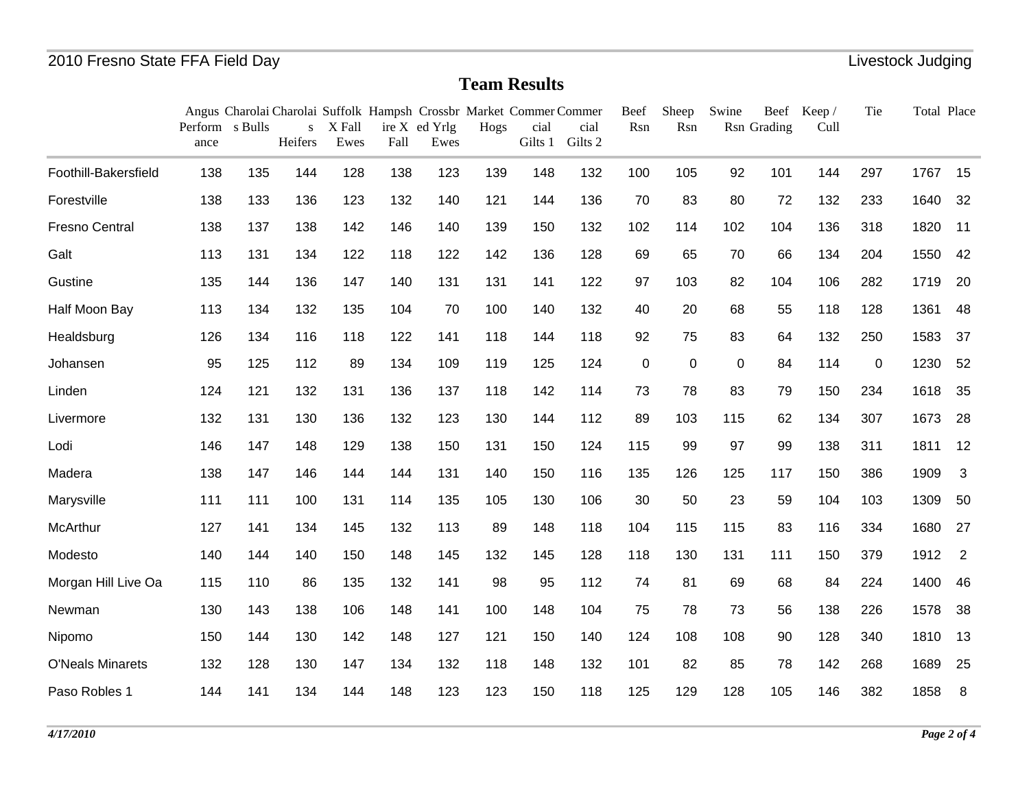## Team Results

| | Angus Performance | Charolais Bulls | Charolais Heifers | Suffolk X Fall Ewes | Hampshire X Fall | Crossbred Yrlg Ewes | Market Hogs | Commercial Gilts 1 | Commercial Gilts 2 | Beef Rsn | Sheep Rsn | Swine Rsn | Beef Grading | Keep / Cull | Tie | Total | Place |
|---|---|---|---|---|---|---|---|---|---|---|---|---|---|---|---|---|---|
| Foothill-Bakersfield | 138 | 135 | 144 | 128 | 138 | 123 | 139 | 148 | 132 | 100 | 105 | 92 | 101 | 144 | 297 | 1767 | 15 |
| Forestville | 138 | 133 | 136 | 123 | 132 | 140 | 121 | 144 | 136 | 70 | 83 | 80 | 72 | 132 | 233 | 1640 | 32 |
| Fresno Central | 138 | 137 | 138 | 142 | 146 | 140 | 139 | 150 | 132 | 102 | 114 | 102 | 104 | 136 | 318 | 1820 | 11 |
| Galt | 113 | 131 | 134 | 122 | 118 | 122 | 142 | 136 | 128 | 69 | 65 | 70 | 66 | 134 | 204 | 1550 | 42 |
| Gustine | 135 | 144 | 136 | 147 | 140 | 131 | 131 | 141 | 122 | 97 | 103 | 82 | 104 | 106 | 282 | 1719 | 20 |
| Half Moon Bay | 113 | 134 | 132 | 135 | 104 | 70 | 100 | 140 | 132 | 40 | 20 | 68 | 55 | 118 | 128 | 1361 | 48 |
| Healdsburg | 126 | 134 | 116 | 118 | 122 | 141 | 118 | 144 | 118 | 92 | 75 | 83 | 64 | 132 | 250 | 1583 | 37 |
| Johansen | 95 | 125 | 112 | 89 | 134 | 109 | 119 | 125 | 124 | 0 | 0 | 0 | 84 | 114 | 0 | 1230 | 52 |
| Linden | 124 | 121 | 132 | 131 | 136 | 137 | 118 | 142 | 114 | 73 | 78 | 83 | 79 | 150 | 234 | 1618 | 35 |
| Livermore | 132 | 131 | 130 | 136 | 132 | 123 | 130 | 144 | 112 | 89 | 103 | 115 | 62 | 134 | 307 | 1673 | 28 |
| Lodi | 146 | 147 | 148 | 129 | 138 | 150 | 131 | 150 | 124 | 115 | 99 | 97 | 99 | 138 | 311 | 1811 | 12 |
| Madera | 138 | 147 | 146 | 144 | 144 | 131 | 140 | 150 | 116 | 135 | 126 | 125 | 117 | 150 | 386 | 1909 | 3 |
| Marysville | 111 | 111 | 100 | 131 | 114 | 135 | 105 | 130 | 106 | 30 | 50 | 23 | 59 | 104 | 103 | 1309 | 50 |
| McArthur | 127 | 141 | 134 | 145 | 132 | 113 | 89 | 148 | 118 | 104 | 115 | 115 | 83 | 116 | 334 | 1680 | 27 |
| Modesto | 140 | 144 | 140 | 150 | 148 | 145 | 132 | 145 | 128 | 118 | 130 | 131 | 111 | 150 | 379 | 1912 | 2 |
| Morgan Hill Live Oa | 115 | 110 | 86 | 135 | 132 | 141 | 98 | 95 | 112 | 74 | 81 | 69 | 68 | 84 | 224 | 1400 | 46 |
| Newman | 130 | 143 | 138 | 106 | 148 | 141 | 100 | 148 | 104 | 75 | 78 | 73 | 56 | 138 | 226 | 1578 | 38 |
| Nipomo | 150 | 144 | 130 | 142 | 148 | 127 | 121 | 150 | 140 | 124 | 108 | 108 | 90 | 128 | 340 | 1810 | 13 |
| O'Neals Minarets | 132 | 128 | 130 | 147 | 134 | 132 | 118 | 148 | 132 | 101 | 82 | 85 | 78 | 142 | 268 | 1689 | 25 |
| Paso Robles 1 | 144 | 141 | 134 | 144 | 148 | 123 | 123 | 150 | 118 | 125 | 129 | 128 | 105 | 146 | 382 | 1858 | 8 |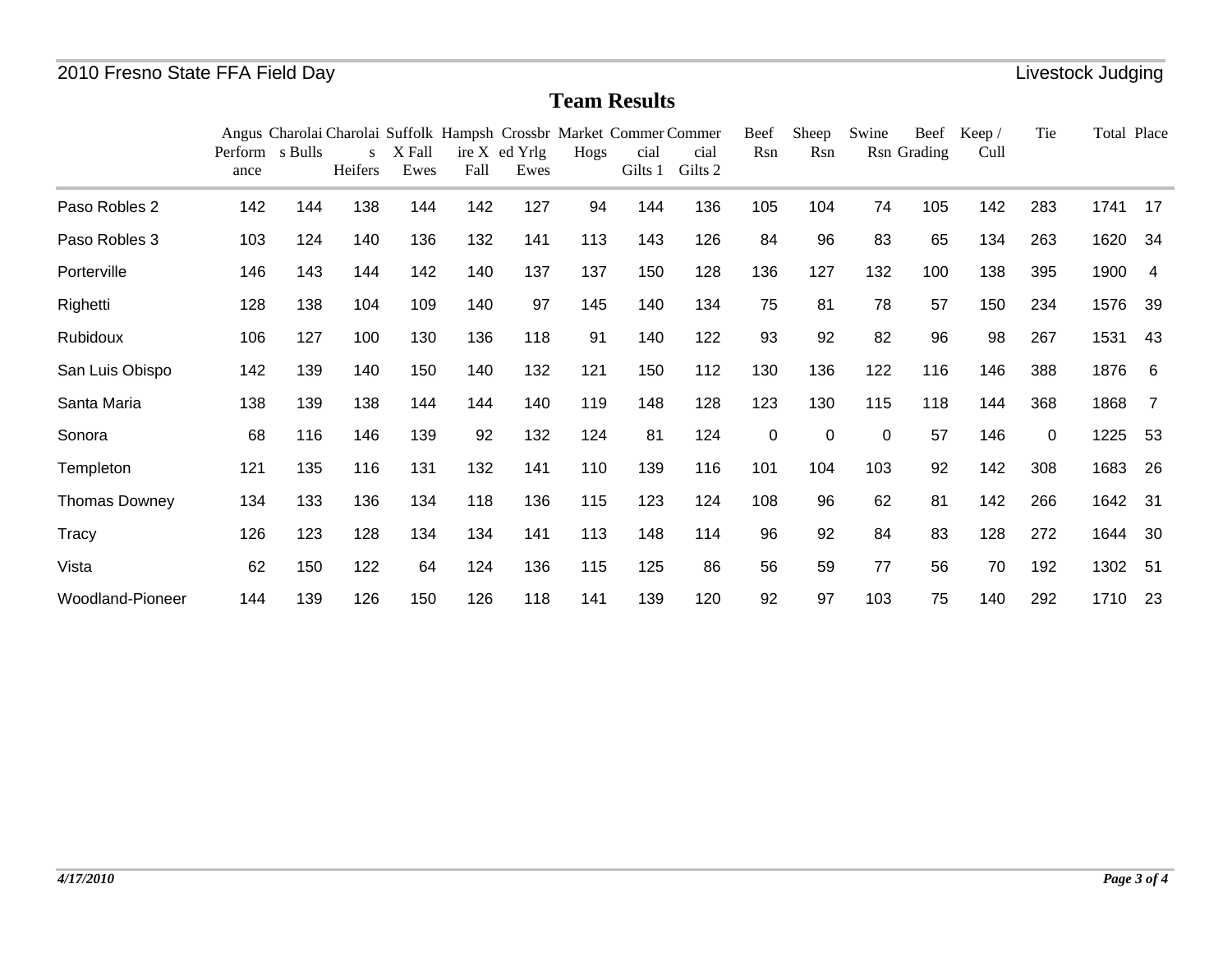# Team Results

| | Angus Performance | Charolais Bulls | Charolais Heifers | Suffolk X Fall Ewes | Hampshire X Fall | Crossbred Yrlg Ewes | Market Hogs | Commercial Gilts 1 | Commercial Gilts 2 | Beef Rsn | Sheep Rsn | Swine Rsn | Beef Grading | Keep / Cull | Tie | Total | Place |
|---|---|---|---|---|---|---|---|---|---|---|---|---|---|---|---|---|---|
| Paso Robles 2 | 142 | 144 | 138 | 144 | 142 | 127 | 94 | 144 | 136 | 105 | 104 | 74 | 105 | 142 | 283 | 1741 | 17 |
| Paso Robles 3 | 103 | 124 | 140 | 136 | 132 | 141 | 113 | 143 | 126 | 84 | 96 | 83 | 65 | 134 | 263 | 1620 | 34 |
| Porterville | 146 | 143 | 144 | 142 | 140 | 137 | 137 | 150 | 128 | 136 | 127 | 132 | 100 | 138 | 395 | 1900 | 4 |
| Righetti | 128 | 138 | 104 | 109 | 140 | 97 | 145 | 140 | 134 | 75 | 81 | 78 | 57 | 150 | 234 | 1576 | 39 |
| Rubidoux | 106 | 127 | 100 | 130 | 136 | 118 | 91 | 140 | 122 | 93 | 92 | 82 | 96 | 98 | 267 | 1531 | 43 |
| San Luis Obispo | 142 | 139 | 140 | 150 | 140 | 132 | 121 | 150 | 112 | 130 | 136 | 122 | 116 | 146 | 388 | 1876 | 6 |
| Santa Maria | 138 | 139 | 138 | 144 | 144 | 140 | 119 | 148 | 128 | 123 | 130 | 115 | 118 | 144 | 368 | 1868 | 7 |
| Sonora | 68 | 116 | 146 | 139 | 92 | 132 | 124 | 81 | 124 | 0 | 0 | 0 | 57 | 146 | 0 | 1225 | 53 |
| Templeton | 121 | 135 | 116 | 131 | 132 | 141 | 110 | 139 | 116 | 101 | 104 | 103 | 92 | 142 | 308 | 1683 | 26 |
| Thomas Downey | 134 | 133 | 136 | 134 | 118 | 136 | 115 | 123 | 124 | 108 | 96 | 62 | 81 | 142 | 266 | 1642 | 31 |
| Tracy | 126 | 123 | 128 | 134 | 134 | 141 | 113 | 148 | 114 | 96 | 92 | 84 | 83 | 128 | 272 | 1644 | 30 |
| Vista | 62 | 150 | 122 | 64 | 124 | 136 | 115 | 125 | 86 | 56 | 59 | 77 | 56 | 70 | 192 | 1302 | 51 |
| Woodland-Pioneer | 144 | 139 | 126 | 150 | 126 | 118 | 141 | 139 | 120 | 92 | 97 | 103 | 75 | 140 | 292 | 1710 | 23 |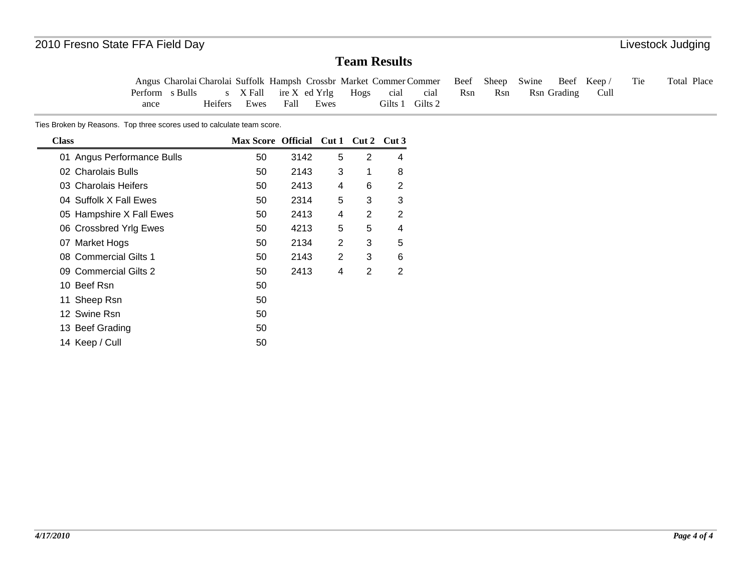# Team Results

| | Angus Performance | Charolais Bulls | Charolais Heifers | Suffolk X Fall Ewes | Hampshire X Fall | Crossbred Yrlg Ewes | Market Hogs | Commercial Gilts 1 | Commercial Gilts 2 | Beef Rsn | Sheep Rsn | Swine Rsn | Beef Grading | Keep / Cull | Tie | Total | Place |
|---|---|---|---|---|---|---|---|---|---|---|---|---|---|---|---|---|---|

Ties Broken by Reasons. Top three scores used to calculate team score.

| Class | Max Score | Official | Cut 1 | Cut 2 | Cut 3 |
|---|---|---|---|---|---|
| 01 Angus Performance Bulls | 50 | 3142 | 5 | 2 | 4 |
| 02 Charolais Bulls | 50 | 2143 | 3 | 1 | 8 |
| 03 Charolais Heifers | 50 | 2413 | 4 | 6 | 2 |
| 04 Suffolk X Fall Ewes | 50 | 2314 | 5 | 3 | 3 |
| 05 Hampshire X Fall Ewes | 50 | 2413 | 4 | 2 | 2 |
| 06 Crossbred Yrlg Ewes | 50 | 4213 | 5 | 5 | 4 |
| 07 Market Hogs | 50 | 2134 | 2 | 3 | 5 |
| 08 Commercial Gilts 1 | 50 | 2143 | 2 | 3 | 6 |
| 09 Commercial Gilts 2 | 50 | 2413 | 4 | 2 | 2 |
| 10 Beef Rsn | 50 | | | | |
| 11 Sheep Rsn | 50 | | | | |
| 12 Swine Rsn | 50 | | | | |
| 13 Beef Grading | 50 | | | | |
| 14 Keep / Cull | 50 | | | | |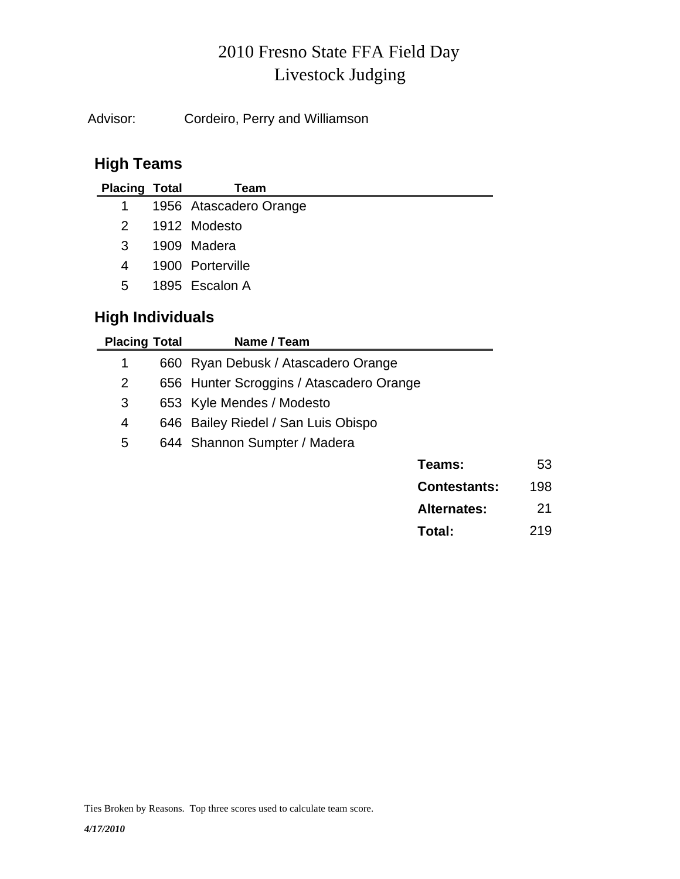# 2010 Fresno State FFA Field Day
# Livestock Judging

Advisor: Cordeiro, Perry and Williamson

## High Teams

| Placing | Total | Team |
|---|---|---|
| 1 | 1956 | Atascadero Orange |
| 2 | 1912 | Modesto |
| 3 | 1909 | Madera |
| 4 | 1900 | Porterville |
| 5 | 1895 | Escalon A |

## High Individuals

| Placing | Total | Name / Team |
|---|---|---|
| 1 | 660 | Ryan Debusk / Atascadero Orange |
| 2 | 656 | Hunter Scroggins / Atascadero Orange |
| 3 | 653 | Kyle Mendes / Modesto |
| 4 | 646 | Bailey Riedel / San Luis Obispo |
| 5 | 644 | Shannon Sumpter / Madera |

| | |
|---|---|
| **Teams:** | 53 |
| **Contestants:** | 198 |
| **Alternates:** | 21 |
| **Total:** | 219 |

Ties Broken by Reasons. Top three scores used to calculate team score.

*4/17/2010*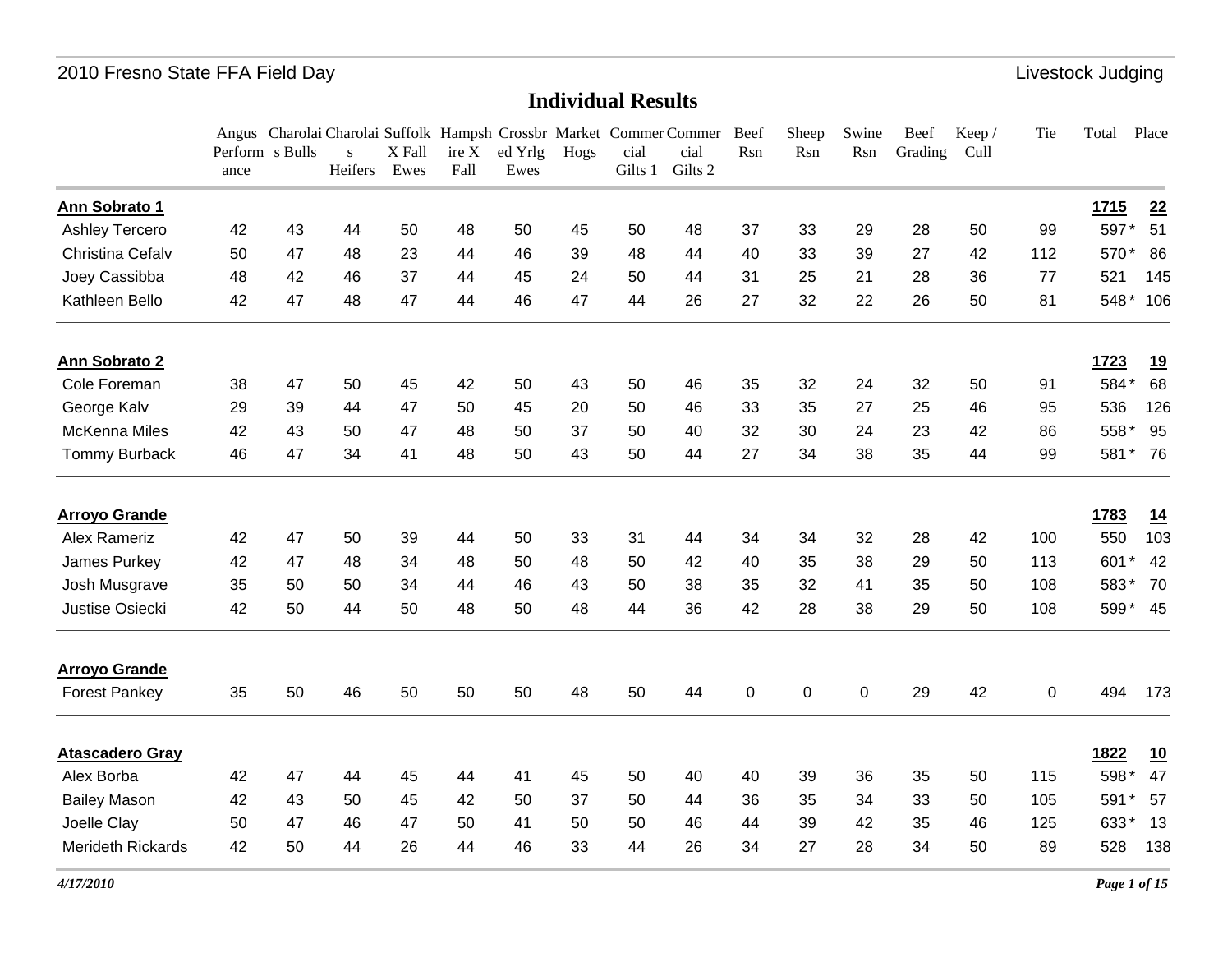## 2010 Fresno State FFA Field Day — Livestock Judging

# Individual Results

| | Angus Performance | Charolais Bulls | Charolais Heifers | Suffolk X Fall Ewes | Hampshire X Fall | Crossbred Yrlg Ewes | Market Hogs | Commercial Gilts 1 | Commercial Gilts 2 | Beef Rsn | Sheep Rsn | Swine Rsn | Beef Grading | Keep / Cull | Tie | Total | Place |
|---|---|---|---|---|---|---|---|---|---|---|---|---|---|---|---|---|---|
| **Ann Sobrato 1** | | | | | | | | | | | | | | | | **1715** | **22** |
| Ashley Tercero | 42 | 43 | 44 | 50 | 48 | 50 | 45 | 50 | 48 | 37 | 33 | 29 | 28 | 50 | 99 | 597 * | 51 |
| Christina Cefalv | 50 | 47 | 48 | 23 | 44 | 46 | 39 | 48 | 44 | 40 | 33 | 39 | 27 | 42 | 112 | 570 * | 86 |
| Joey Cassibba | 48 | 42 | 46 | 37 | 44 | 45 | 24 | 50 | 44 | 31 | 25 | 21 | 28 | 36 | 77 | 521 | 145 |
| Kathleen Bello | 42 | 47 | 48 | 47 | 44 | 46 | 47 | 44 | 26 | 27 | 32 | 22 | 26 | 50 | 81 | 548 * | 106 |
| **Ann Sobrato 2** | | | | | | | | | | | | | | | | **1723** | **19** |
| Cole Foreman | 38 | 47 | 50 | 45 | 42 | 50 | 43 | 50 | 46 | 35 | 32 | 24 | 32 | 50 | 91 | 584 * | 68 |
| George Kalv | 29 | 39 | 44 | 47 | 50 | 45 | 20 | 50 | 46 | 33 | 35 | 27 | 25 | 46 | 95 | 536 | 126 |
| McKenna Miles | 42 | 43 | 50 | 47 | 48 | 50 | 37 | 50 | 40 | 32 | 30 | 24 | 23 | 42 | 86 | 558 * | 95 |
| Tommy Burback | 46 | 47 | 34 | 41 | 48 | 50 | 43 | 50 | 44 | 27 | 34 | 38 | 35 | 44 | 99 | 581 * | 76 |
| **Arroyo Grande** | | | | | | | | | | | | | | | | **1783** | **14** |
| Alex Rameriz | 42 | 47 | 50 | 39 | 44 | 50 | 33 | 31 | 44 | 34 | 34 | 32 | 28 | 42 | 100 | 550 | 103 |
| James Purkey | 42 | 47 | 48 | 34 | 48 | 50 | 48 | 50 | 42 | 40 | 35 | 38 | 29 | 50 | 113 | 601 * | 42 |
| Josh Musgrave | 35 | 50 | 50 | 34 | 44 | 46 | 43 | 50 | 38 | 35 | 32 | 41 | 35 | 50 | 108 | 583 * | 70 |
| Justise Osiecki | 42 | 50 | 44 | 50 | 48 | 50 | 48 | 44 | 36 | 42 | 28 | 38 | 29 | 50 | 108 | 599 * | 45 |
| **Arroyo Grande** | | | | | | | | | | | | | | | | | |
| Forest Pankey | 35 | 50 | 46 | 50 | 50 | 50 | 48 | 50 | 44 | 0 | 0 | 0 | 29 | 42 | 0 | 494 | 173 |
| **Atascadero Gray** | | | | | | | | | | | | | | | | **1822** | **10** |
| Alex Borba | 42 | 47 | 44 | 45 | 44 | 41 | 45 | 50 | 40 | 40 | 39 | 36 | 35 | 50 | 115 | 598 * | 47 |
| Bailey Mason | 42 | 43 | 50 | 45 | 42 | 50 | 37 | 50 | 44 | 36 | 35 | 34 | 33 | 50 | 105 | 591 * | 57 |
| Joelle Clay | 50 | 47 | 46 | 47 | 50 | 41 | 50 | 50 | 46 | 44 | 39 | 42 | 35 | 46 | 125 | 633 * | 13 |
| Merideth Rickards | 42 | 50 | 44 | 26 | 44 | 46 | 33 | 44 | 26 | 34 | 27 | 28 | 34 | 50 | 89 | 528 | 138 |

*4/17/2010*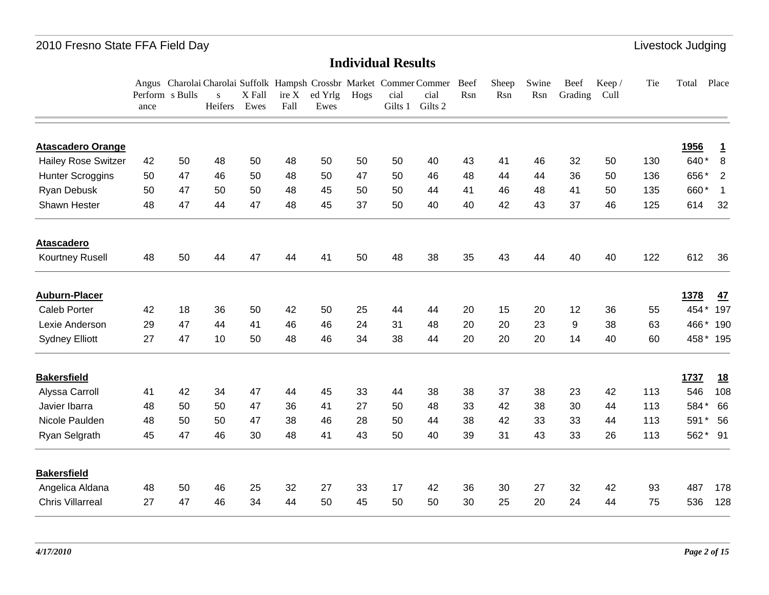## Individual Results

| | Angus Performance | Charolais Bulls | Charolais Heifers | Suffolk X Fall Ewes | Hampshire X Fall | Crossbred Yrlg Ewes | Market Hogs | Commercial Gilts 1 | Commercial Gilts 2 | Beef Rsn | Sheep Rsn | Swine Rsn | Beef Grading | Keep / Cull | Tie | Total | Place |
|---|---|---|---|---|---|---|---|---|---|---|---|---|---|---|---|---|---|
| **Atascadero Orange** | | | | | | | | | | | | | | | | **1956** | **1** |
| Hailey Rose Switzer | 42 | 50 | 48 | 50 | 48 | 50 | 50 | 50 | 40 | 43 | 41 | 46 | 32 | 50 | 130 | 640 * | 8 |
| Hunter Scroggins | 50 | 47 | 46 | 50 | 48 | 50 | 47 | 50 | 46 | 48 | 44 | 44 | 36 | 50 | 136 | 656 * | 2 |
| Ryan Debusk | 50 | 47 | 50 | 50 | 48 | 45 | 50 | 50 | 44 | 41 | 46 | 48 | 41 | 50 | 135 | 660 * | 1 |
| Shawn Hester | 48 | 47 | 44 | 47 | 48 | 45 | 37 | 50 | 40 | 40 | 42 | 43 | 37 | 46 | 125 | 614 | 32 |
| **Atascadero** | | | | | | | | | | | | | | | | | |
| Kourtney Rusell | 48 | 50 | 44 | 47 | 44 | 41 | 50 | 48 | 38 | 35 | 43 | 44 | 40 | 40 | 122 | 612 | 36 |
| **Auburn-Placer** | | | | | | | | | | | | | | | | **1378** | **47** |
| Caleb Porter | 42 | 18 | 36 | 50 | 42 | 50 | 25 | 44 | 44 | 20 | 15 | 20 | 12 | 36 | 55 | 454 * | 197 |
| Lexie Anderson | 29 | 47 | 44 | 41 | 46 | 46 | 24 | 31 | 48 | 20 | 20 | 23 | 9 | 38 | 63 | 466 * | 190 |
| Sydney Elliott | 27 | 47 | 10 | 50 | 48 | 46 | 34 | 38 | 44 | 20 | 20 | 20 | 14 | 40 | 60 | 458 * | 195 |
| **Bakersfield** | | | | | | | | | | | | | | | | **1737** | **18** |
| Alyssa Carroll | 41 | 42 | 34 | 47 | 44 | 45 | 33 | 44 | 38 | 38 | 37 | 38 | 23 | 42 | 113 | 546 | 108 |
| Javier Ibarra | 48 | 50 | 50 | 47 | 36 | 41 | 27 | 50 | 48 | 33 | 42 | 38 | 30 | 44 | 113 | 584 * | 66 |
| Nicole Paulden | 48 | 50 | 50 | 47 | 38 | 46 | 28 | 50 | 44 | 38 | 42 | 33 | 33 | 44 | 113 | 591 * | 56 |
| Ryan Selgrath | 45 | 47 | 46 | 30 | 48 | 41 | 43 | 50 | 40 | 39 | 31 | 43 | 33 | 26 | 113 | 562 * | 91 |
| **Bakersfield** | | | | | | | | | | | | | | | | | |
| Angelica Aldana | 48 | 50 | 46 | 25 | 32 | 27 | 33 | 17 | 42 | 36 | 30 | 27 | 32 | 42 | 93 | 487 | 178 |
| Chris Villarreal | 27 | 47 | 46 | 34 | 44 | 50 | 45 | 50 | 50 | 30 | 25 | 20 | 24 | 44 | 75 | 536 | 128 |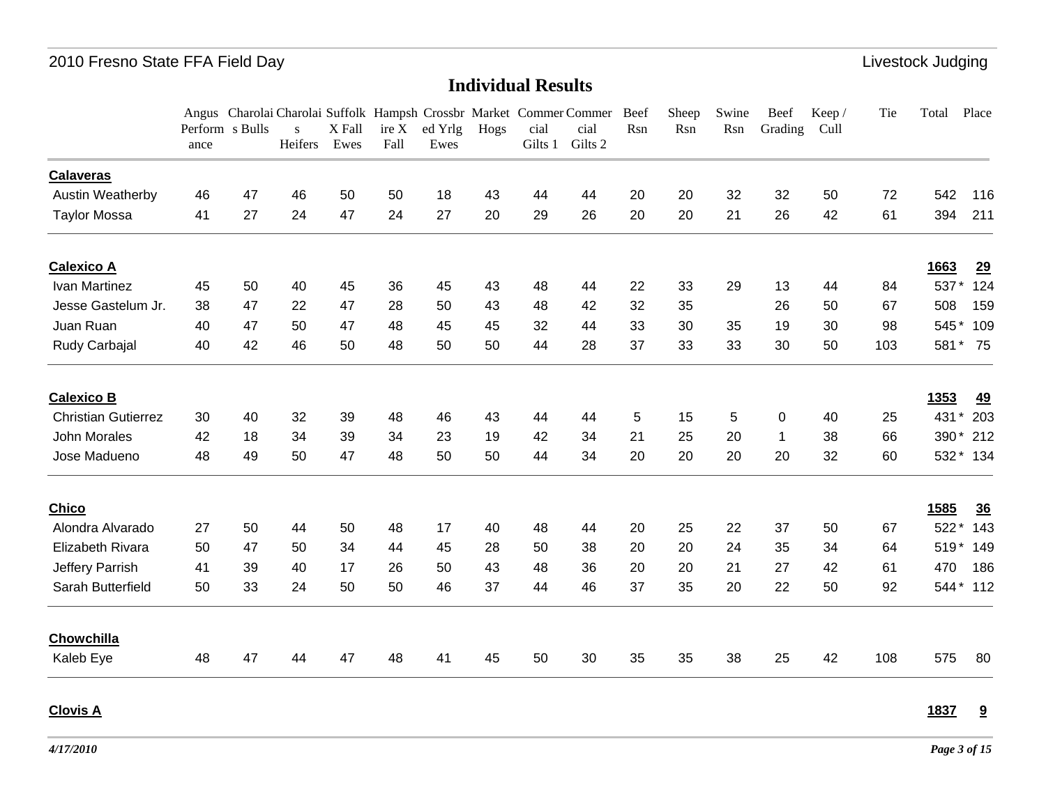# Individual Results

| | Angus Performance | Charolais Bulls | Charolais Heifers | Suffolk X Fall Ewes | Hampshire X Fall | Crossbred Yrlg Ewes | Market Hogs | Commercial Gilts 1 | Commercial Gilts 2 | Beef Rsn | Sheep Rsn | Swine Rsn | Beef Grading | Keep / Cull | Tie | Total | Place |
|---|---|---|---|---|---|---|---|---|---|---|---|---|---|---|---|---|---|
| **Calaveras** | | | | | | | | | | | | | | | | | |
| Austin Weatherby | 46 | 47 | 46 | 50 | 50 | 18 | 43 | 44 | 44 | 20 | 20 | 32 | 32 | 50 | 72 | 542 | 116 |
| Taylor Mossa | 41 | 27 | 24 | 47 | 24 | 27 | 20 | 29 | 26 | 20 | 20 | 21 | 26 | 42 | 61 | 394 | 211 |
| **Calexico A** | | | | | | | | | | | | | | | | **1663** | **29** |
| Ivan Martinez | 45 | 50 | 40 | 45 | 36 | 45 | 43 | 48 | 44 | 22 | 33 | 29 | 13 | 44 | 84 | 537 * | 124 |
| Jesse Gastelum Jr. | 38 | 47 | 22 | 47 | 28 | 50 | 43 | 48 | 42 | 32 | 35 | | 26 | 50 | 67 | 508 | 159 |
| Juan Ruan | 40 | 47 | 50 | 47 | 48 | 45 | 45 | 32 | 44 | 33 | 30 | 35 | 19 | 30 | 98 | 545 * | 109 |
| Rudy Carbajal | 40 | 42 | 46 | 50 | 48 | 50 | 50 | 44 | 28 | 37 | 33 | 33 | 30 | 50 | 103 | 581 * | 75 |
| **Calexico B** | | | | | | | | | | | | | | | | **1353** | **49** |
| Christian Gutierrez | 30 | 40 | 32 | 39 | 48 | 46 | 43 | 44 | 44 | 5 | 15 | 5 | 0 | 40 | 25 | 431 * | 203 |
| John Morales | 42 | 18 | 34 | 39 | 34 | 23 | 19 | 42 | 34 | 21 | 25 | 20 | 1 | 38 | 66 | 390 * | 212 |
| Jose Madueno | 48 | 49 | 50 | 47 | 48 | 50 | 50 | 44 | 34 | 20 | 20 | 20 | 20 | 32 | 60 | 532 * | 134 |
| **Chico** | | | | | | | | | | | | | | | | **1585** | **36** |
| Alondra Alvarado | 27 | 50 | 44 | 50 | 48 | 17 | 40 | 48 | 44 | 20 | 25 | 22 | 37 | 50 | 67 | 522 * | 143 |
| Elizabeth Rivara | 50 | 47 | 50 | 34 | 44 | 45 | 28 | 50 | 38 | 20 | 20 | 24 | 35 | 34 | 64 | 519 * | 149 |
| Jeffery Parrish | 41 | 39 | 40 | 17 | 26 | 50 | 43 | 48 | 36 | 20 | 20 | 21 | 27 | 42 | 61 | 470 | 186 |
| Sarah Butterfield | 50 | 33 | 24 | 50 | 50 | 46 | 37 | 44 | 46 | 37 | 35 | 20 | 22 | 50 | 92 | 544 * | 112 |
| **Chowchilla** | | | | | | | | | | | | | | | | | |
| Kaleb Eye | 48 | 47 | 44 | 47 | 48 | 41 | 45 | 50 | 30 | 35 | 35 | 38 | 25 | 42 | 108 | 575 | 80 |
| **Clovis A** | | | | | | | | | | | | | | | | **1837** | **9** |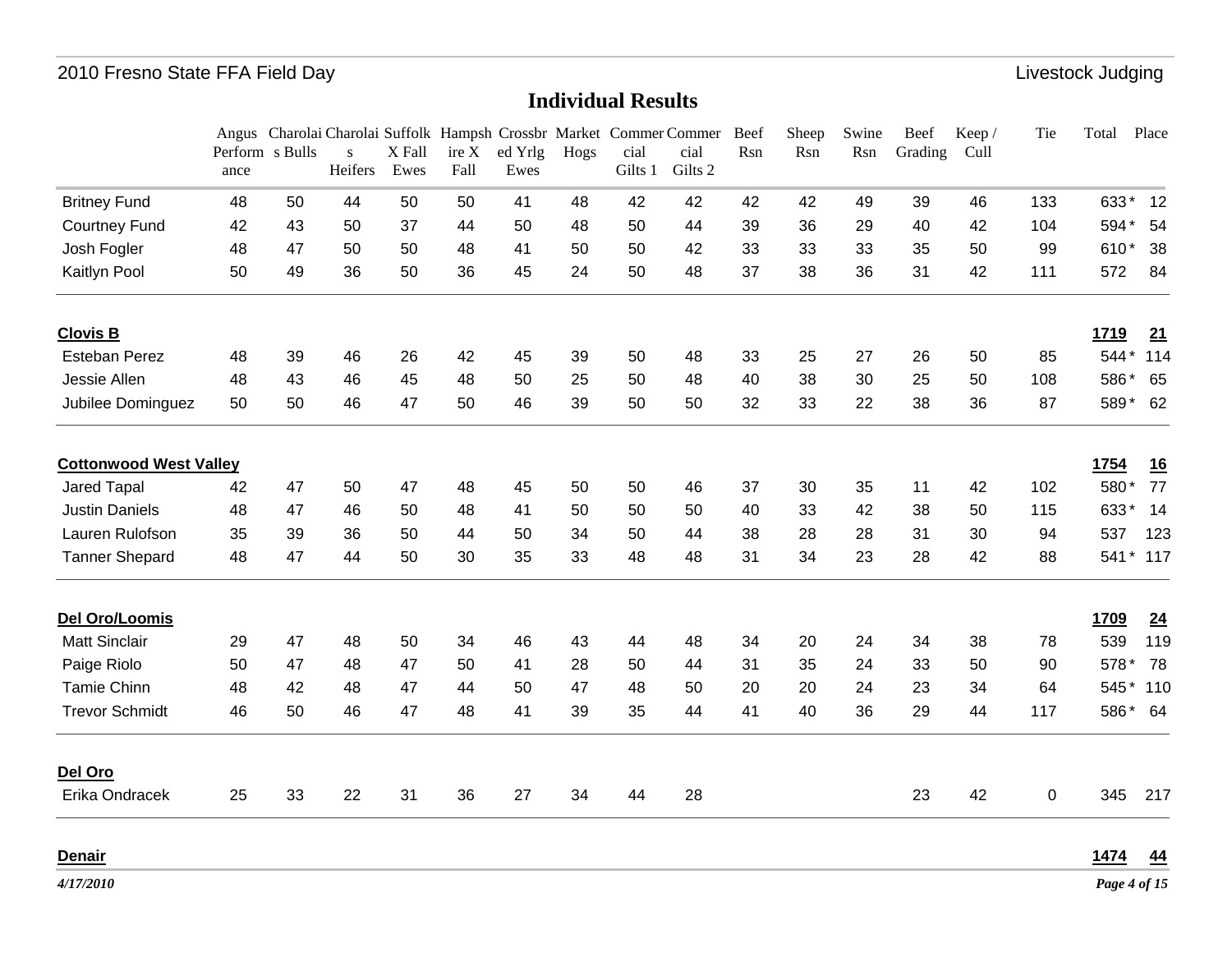## Individual Results

| | Angus Performance | Charolais Bulls | Charolais Heifers | Suffolk X Fall Ewes | Hampshire X Fall | Crossbred Yrlg Ewes | Market Hogs | Commercial Gilts 1 | Commercial Gilts 2 | Beef Rsn | Sheep Rsn | Swine Rsn | Beef Grading | Keep / Cull | Tie | Total | Place |
|---|---|---|---|---|---|---|---|---|---|---|---|---|---|---|---|---|---|
| Britney Fund | 48 | 50 | 44 | 50 | 50 | 41 | 48 | 42 | 42 | 42 | 42 | 49 | 39 | 46 | 133 | 633 * | 12 |
| Courtney Fund | 42 | 43 | 50 | 37 | 44 | 50 | 48 | 50 | 44 | 39 | 36 | 29 | 40 | 42 | 104 | 594 * | 54 |
| Josh Fogler | 48 | 47 | 50 | 50 | 48 | 41 | 50 | 50 | 42 | 33 | 33 | 33 | 35 | 50 | 99 | 610 * | 38 |
| Kaitlyn Pool | 50 | 49 | 36 | 50 | 36 | 45 | 24 | 50 | 48 | 37 | 38 | 36 | 31 | 42 | 111 | 572 | 84 |
| **Clovis B** | | | | | | | | | | | | | | | | **1719** | **21** |
| Esteban Perez | 48 | 39 | 46 | 26 | 42 | 45 | 39 | 50 | 48 | 33 | 25 | 27 | 26 | 50 | 85 | 544 * | 114 |
| Jessie Allen | 48 | 43 | 46 | 45 | 48 | 50 | 25 | 50 | 48 | 40 | 38 | 30 | 25 | 50 | 108 | 586 * | 65 |
| Jubilee Dominguez | 50 | 50 | 46 | 47 | 50 | 46 | 39 | 50 | 50 | 32 | 33 | 22 | 38 | 36 | 87 | 589 * | 62 |
| **Cottonwood West Valley** | | | | | | | | | | | | | | | | **1754** | **16** |
| Jared Tapal | 42 | 47 | 50 | 47 | 48 | 45 | 50 | 50 | 46 | 37 | 30 | 35 | 11 | 42 | 102 | 580 * | 77 |
| Justin Daniels | 48 | 47 | 46 | 50 | 48 | 41 | 50 | 50 | 50 | 40 | 33 | 42 | 38 | 50 | 115 | 633 * | 14 |
| Lauren Rulofson | 35 | 39 | 36 | 50 | 44 | 50 | 34 | 50 | 44 | 38 | 28 | 28 | 31 | 30 | 94 | 537 | 123 |
| Tanner Shepard | 48 | 47 | 44 | 50 | 30 | 35 | 33 | 48 | 48 | 31 | 34 | 23 | 28 | 42 | 88 | 541 * | 117 |
| **Del Oro/Loomis** | | | | | | | | | | | | | | | | **1709** | **24** |
| Matt Sinclair | 29 | 47 | 48 | 50 | 34 | 46 | 43 | 44 | 48 | 34 | 20 | 24 | 34 | 38 | 78 | 539 | 119 |
| Paige Riolo | 50 | 47 | 48 | 47 | 50 | 41 | 28 | 50 | 44 | 31 | 35 | 24 | 33 | 50 | 90 | 578 * | 78 |
| Tamie Chinn | 48 | 42 | 48 | 47 | 44 | 50 | 47 | 48 | 50 | 20 | 20 | 24 | 23 | 34 | 64 | 545 * | 110 |
| Trevor Schmidt | 46 | 50 | 46 | 47 | 48 | 41 | 39 | 35 | 44 | 41 | 40 | 36 | 29 | 44 | 117 | 586 * | 64 |
| **Del Oro** | | | | | | | | | | | | | | | | | |
| Erika Ondracek | 25 | 33 | 22 | 31 | 36 | 27 | 34 | 44 | 28 | | | | 23 | 42 | 0 | 345 | 217 |
| **Denair** | | | | | | | | | | | | | | | | **1474** | **44** |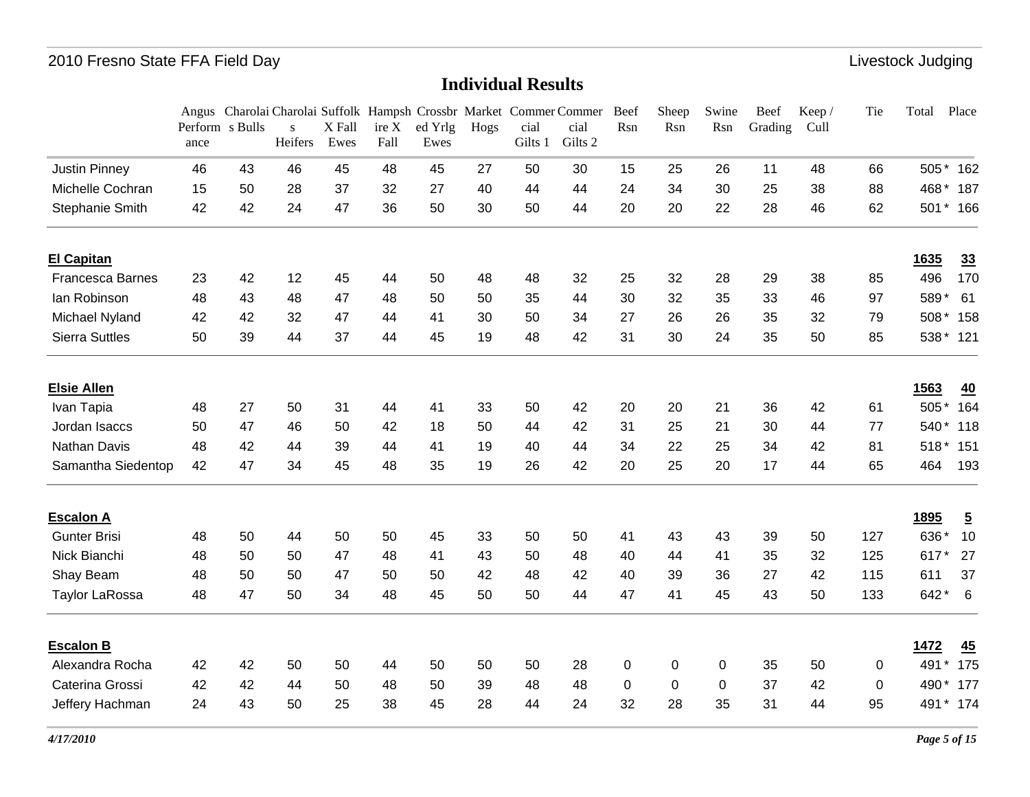# Individual Results

| | Angus Performance | Charolais Bulls | Charolais Heifers | Suffolk X Fall Ewes | Hampshire X Fall | Crossbred Yrlg Ewes | Market Hogs | Commercial Gilts 1 | Commercial Gilts 2 | Beef Rsn | Sheep Rsn | Swine Rsn | Beef Grading | Keep / Cull | Tie | Total | Place |
|---|---|---|---|---|---|---|---|---|---|---|---|---|---|---|---|---|---|
| Justin Pinney | 46 | 43 | 46 | 45 | 48 | 45 | 27 | 50 | 30 | 15 | 25 | 26 | 11 | 48 | 66 | 505 * | 162 |
| Michelle Cochran | 15 | 50 | 28 | 37 | 32 | 27 | 40 | 44 | 44 | 24 | 34 | 30 | 25 | 38 | 88 | 468 * | 187 |
| Stephanie Smith | 42 | 42 | 24 | 47 | 36 | 50 | 30 | 50 | 44 | 20 | 20 | 22 | 28 | 46 | 62 | 501 * | 166 |
| **El Capitan** | | | | | | | | | | | | | | | | **1635** | **33** |
| Francesca Barnes | 23 | 42 | 12 | 45 | 44 | 50 | 48 | 48 | 32 | 25 | 32 | 28 | 29 | 38 | 85 | 496 | 170 |
| Ian Robinson | 48 | 43 | 48 | 47 | 48 | 50 | 50 | 35 | 44 | 30 | 32 | 35 | 33 | 46 | 97 | 589 * | 61 |
| Michael Nyland | 42 | 42 | 32 | 47 | 44 | 41 | 30 | 50 | 34 | 27 | 26 | 26 | 35 | 32 | 79 | 508 * | 158 |
| Sierra Suttles | 50 | 39 | 44 | 37 | 44 | 45 | 19 | 48 | 42 | 31 | 30 | 24 | 35 | 50 | 85 | 538 * | 121 |
| **Elsie Allen** | | | | | | | | | | | | | | | | **1563** | **40** |
| Ivan Tapia | 48 | 27 | 50 | 31 | 44 | 41 | 33 | 50 | 42 | 20 | 20 | 21 | 36 | 42 | 61 | 505 * | 164 |
| Jordan Isaccs | 50 | 47 | 46 | 50 | 42 | 18 | 50 | 44 | 42 | 31 | 25 | 21 | 30 | 44 | 77 | 540 * | 118 |
| Nathan Davis | 48 | 42 | 44 | 39 | 44 | 41 | 19 | 40 | 44 | 34 | 22 | 25 | 34 | 42 | 81 | 518 * | 151 |
| Samantha Siedentop | 42 | 47 | 34 | 45 | 48 | 35 | 19 | 26 | 42 | 20 | 25 | 20 | 17 | 44 | 65 | 464 | 193 |
| **Escalon A** | | | | | | | | | | | | | | | | **1895** | **5** |
| Gunter Brisi | 48 | 50 | 44 | 50 | 50 | 45 | 33 | 50 | 50 | 41 | 43 | 43 | 39 | 50 | 127 | 636 * | 10 |
| Nick Bianchi | 48 | 50 | 50 | 47 | 48 | 41 | 43 | 50 | 48 | 40 | 44 | 41 | 35 | 32 | 125 | 617 * | 27 |
| Shay Beam | 48 | 50 | 50 | 47 | 50 | 50 | 42 | 48 | 42 | 40 | 39 | 36 | 27 | 42 | 115 | 611 | 37 |
| Taylor LaRossa | 48 | 47 | 50 | 34 | 48 | 45 | 50 | 50 | 44 | 47 | 41 | 45 | 43 | 50 | 133 | 642 * | 6 |
| **Escalon B** | | | | | | | | | | | | | | | | **1472** | **45** |
| Alexandra Rocha | 42 | 42 | 50 | 50 | 44 | 50 | 50 | 50 | 28 | 0 | 0 | 0 | 35 | 50 | 0 | 491 * | 175 |
| Caterina Grossi | 42 | 42 | 44 | 50 | 48 | 50 | 39 | 48 | 48 | 0 | 0 | 0 | 37 | 42 | 0 | 490 * | 177 |
| Jeffery Hachman | 24 | 43 | 50 | 25 | 38 | 45 | 28 | 44 | 24 | 32 | 28 | 35 | 31 | 44 | 95 | 491 * | 174 |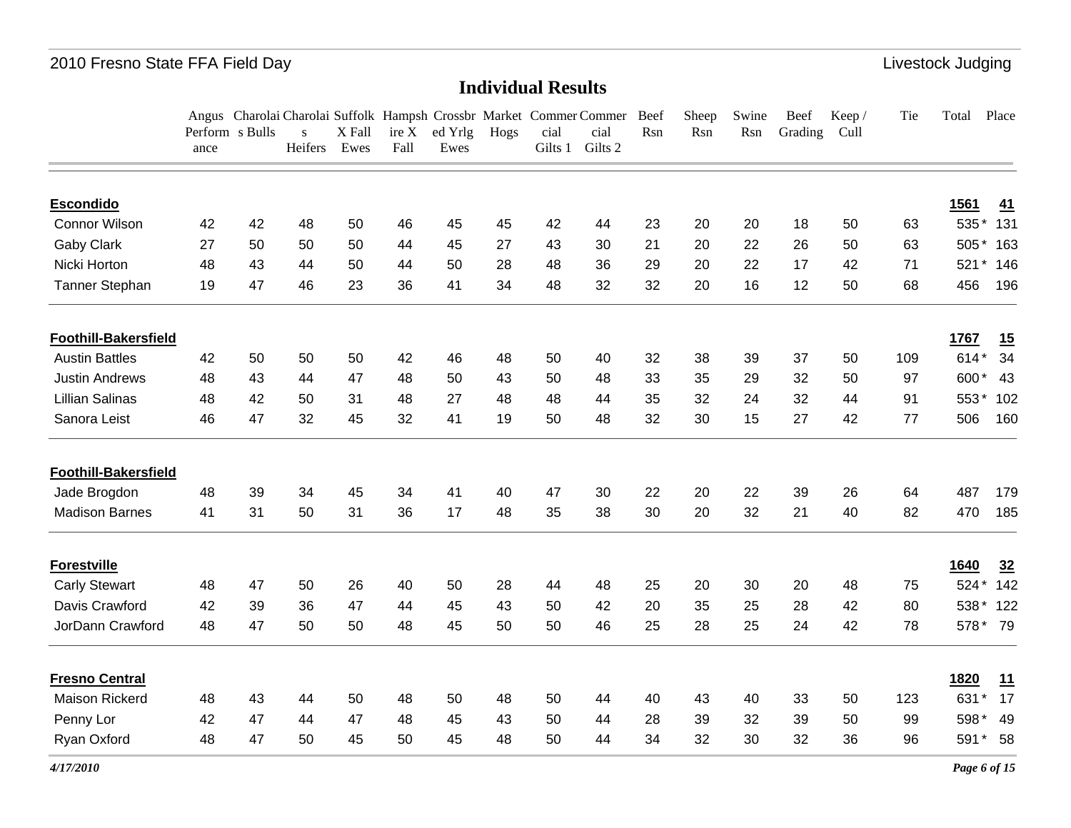# Individual Results

| | Angus Performance | Charolais Bulls | Charolais Heifers | Suffolk X Fall Ewes | Hampshire X Fall | Crossbred Yrlg Ewes | Market Hogs | Commercial Gilts 1 | Commercial Gilts 2 | Beef Rsn | Sheep Rsn | Swine Rsn | Beef Grading | Keep / Cull | Tie | Total | Place |
|---|---|---|---|---|---|---|---|---|---|---|---|---|---|---|---|---|---|
| **Escondido** | | | | | | | | | | | | | | | | **1561** | **41** |
| Connor Wilson | 42 | 42 | 48 | 50 | 46 | 45 | 45 | 42 | 44 | 23 | 20 | 20 | 18 | 50 | 63 | 535 * | 131 |
| Gaby Clark | 27 | 50 | 50 | 50 | 44 | 45 | 27 | 43 | 30 | 21 | 20 | 22 | 26 | 50 | 63 | 505 * | 163 |
| Nicki Horton | 48 | 43 | 44 | 50 | 44 | 50 | 28 | 48 | 36 | 29 | 20 | 22 | 17 | 42 | 71 | 521 * | 146 |
| Tanner Stephan | 19 | 47 | 46 | 23 | 36 | 41 | 34 | 48 | 32 | 32 | 20 | 16 | 12 | 50 | 68 | 456 | 196 |
| **Foothill-Bakersfield** | | | | | | | | | | | | | | | | **1767** | **15** |
| Austin Battles | 42 | 50 | 50 | 50 | 42 | 46 | 48 | 50 | 40 | 32 | 38 | 39 | 37 | 50 | 109 | 614 * | 34 |
| Justin Andrews | 48 | 43 | 44 | 47 | 48 | 50 | 43 | 50 | 48 | 33 | 35 | 29 | 32 | 50 | 97 | 600 * | 43 |
| Lillian Salinas | 48 | 42 | 50 | 31 | 48 | 27 | 48 | 48 | 44 | 35 | 32 | 24 | 32 | 44 | 91 | 553 * | 102 |
| Sanora Leist | 46 | 47 | 32 | 45 | 32 | 41 | 19 | 50 | 48 | 32 | 30 | 15 | 27 | 42 | 77 | 506 | 160 |
| **Foothill-Bakersfield** | | | | | | | | | | | | | | | | | |
| Jade Brogdon | 48 | 39 | 34 | 45 | 34 | 41 | 40 | 47 | 30 | 22 | 20 | 22 | 39 | 26 | 64 | 487 | 179 |
| Madison Barnes | 41 | 31 | 50 | 31 | 36 | 17 | 48 | 35 | 38 | 30 | 20 | 32 | 21 | 40 | 82 | 470 | 185 |
| **Forestville** | | | | | | | | | | | | | | | | **1640** | **32** |
| Carly Stewart | 48 | 47 | 50 | 26 | 40 | 50 | 28 | 44 | 48 | 25 | 20 | 30 | 20 | 48 | 75 | 524 * | 142 |
| Davis Crawford | 42 | 39 | 36 | 47 | 44 | 45 | 43 | 50 | 42 | 20 | 35 | 25 | 28 | 42 | 80 | 538 * | 122 |
| JorDann Crawford | 48 | 47 | 50 | 50 | 48 | 45 | 50 | 50 | 46 | 25 | 28 | 25 | 24 | 42 | 78 | 578 * | 79 |
| **Fresno Central** | | | | | | | | | | | | | | | | **1820** | **11** |
| Maison Rickerd | 48 | 43 | 44 | 50 | 48 | 50 | 48 | 50 | 44 | 40 | 43 | 40 | 33 | 50 | 123 | 631 * | 17 |
| Penny Lor | 42 | 47 | 44 | 47 | 48 | 45 | 43 | 50 | 44 | 28 | 39 | 32 | 39 | 50 | 99 | 598 * | 49 |
| Ryan Oxford | 48 | 47 | 50 | 45 | 50 | 45 | 48 | 50 | 44 | 34 | 32 | 30 | 32 | 36 | 96 | 591 * | 58 |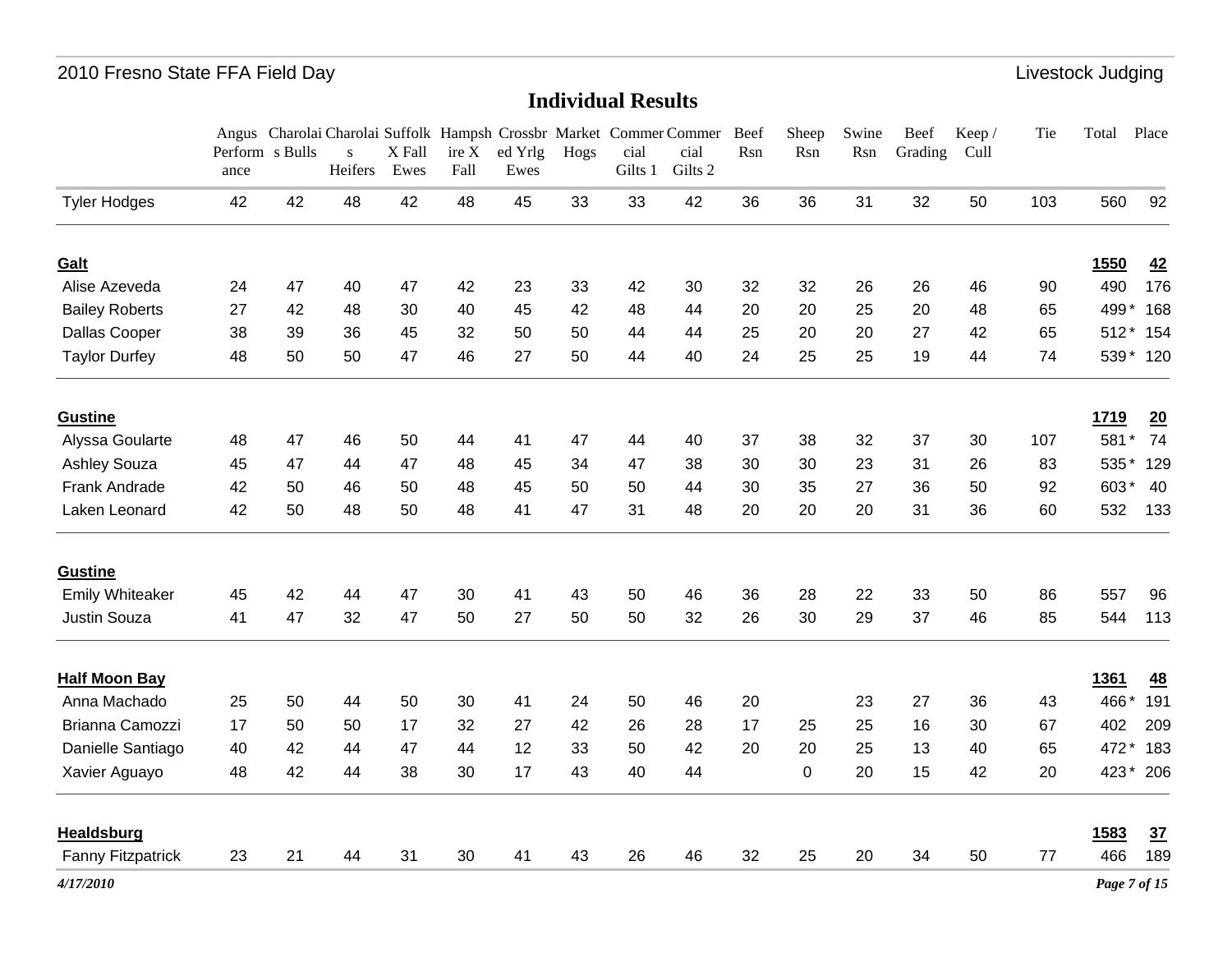## Individual Results

| | Angus Performance | Charolais Bulls | Charolais Heifers | Suffolk X Fall Ewes | Hampshire X Fall | Crossbred Yrlg Ewes | Market Hogs | Commercial Gilts 1 | Commercial Gilts 2 | Beef Rsn | Sheep Rsn | Swine Rsn | Beef Grading | Keep / Cull | Tie | Total | Place |
|---|---|---|---|---|---|---|---|---|---|---|---|---|---|---|---|---|---|
| Tyler Hodges | 42 | 42 | 48 | 42 | 48 | 45 | 33 | 33 | 42 | 36 | 36 | 31 | 32 | 50 | 103 | 560 | 92 |
| **Galt** | | | | | | | | | | | | | | | | **1550** | **42** |
| Alise Azeveda | 24 | 47 | 40 | 47 | 42 | 23 | 33 | 42 | 30 | 32 | 32 | 26 | 26 | 46 | 90 | 490 | 176 |
| Bailey Roberts | 27 | 42 | 48 | 30 | 40 | 45 | 42 | 48 | 44 | 20 | 20 | 25 | 20 | 48 | 65 | 499* | 168 |
| Dallas Cooper | 38 | 39 | 36 | 45 | 32 | 50 | 50 | 44 | 44 | 25 | 20 | 20 | 27 | 42 | 65 | 512* | 154 |
| Taylor Durfey | 48 | 50 | 50 | 47 | 46 | 27 | 50 | 44 | 40 | 24 | 25 | 25 | 19 | 44 | 74 | 539* | 120 |
| **Gustine** | | | | | | | | | | | | | | | | **1719** | **20** |
| Alyssa Goularte | 48 | 47 | 46 | 50 | 44 | 41 | 47 | 44 | 40 | 37 | 38 | 32 | 37 | 30 | 107 | 581* | 74 |
| Ashley Souza | 45 | 47 | 44 | 47 | 48 | 45 | 34 | 47 | 38 | 30 | 30 | 23 | 31 | 26 | 83 | 535* | 129 |
| Frank Andrade | 42 | 50 | 46 | 50 | 48 | 45 | 50 | 50 | 44 | 30 | 35 | 27 | 36 | 50 | 92 | 603* | 40 |
| Laken Leonard | 42 | 50 | 48 | 50 | 48 | 41 | 47 | 31 | 48 | 20 | 20 | 20 | 31 | 36 | 60 | 532 | 133 |
| **Gustine** | | | | | | | | | | | | | | | | | |
| Emily Whiteaker | 45 | 42 | 44 | 47 | 30 | 41 | 43 | 50 | 46 | 36 | 28 | 22 | 33 | 50 | 86 | 557 | 96 |
| Justin Souza | 41 | 47 | 32 | 47 | 50 | 27 | 50 | 50 | 32 | 26 | 30 | 29 | 37 | 46 | 85 | 544 | 113 |
| **Half Moon Bay** | | | | | | | | | | | | | | | | **1361** | **48** |
| Anna Machado | 25 | 50 | 44 | 50 | 30 | 41 | 24 | 50 | 46 | 20 | | 23 | 27 | 36 | 43 | 466* | 191 |
| Brianna Camozzi | 17 | 50 | 50 | 17 | 32 | 27 | 42 | 26 | 28 | 17 | 25 | 25 | 16 | 30 | 67 | 402 | 209 |
| Danielle Santiago | 40 | 42 | 44 | 47 | 44 | 12 | 33 | 50 | 42 | 20 | 20 | 25 | 13 | 40 | 65 | 472* | 183 |
| Xavier Aguayo | 48 | 42 | 44 | 38 | 30 | 17 | 43 | 40 | 44 | | 0 | 20 | 15 | 42 | 20 | 423* | 206 |
| **Healdsburg** | | | | | | | | | | | | | | | | **1583** | **37** |
| Fanny Fitzpatrick | 23 | 21 | 44 | 31 | 30 | 41 | 43 | 26 | 46 | 32 | 25 | 20 | 34 | 50 | 77 | 466 | 189 |

*4/17/2010*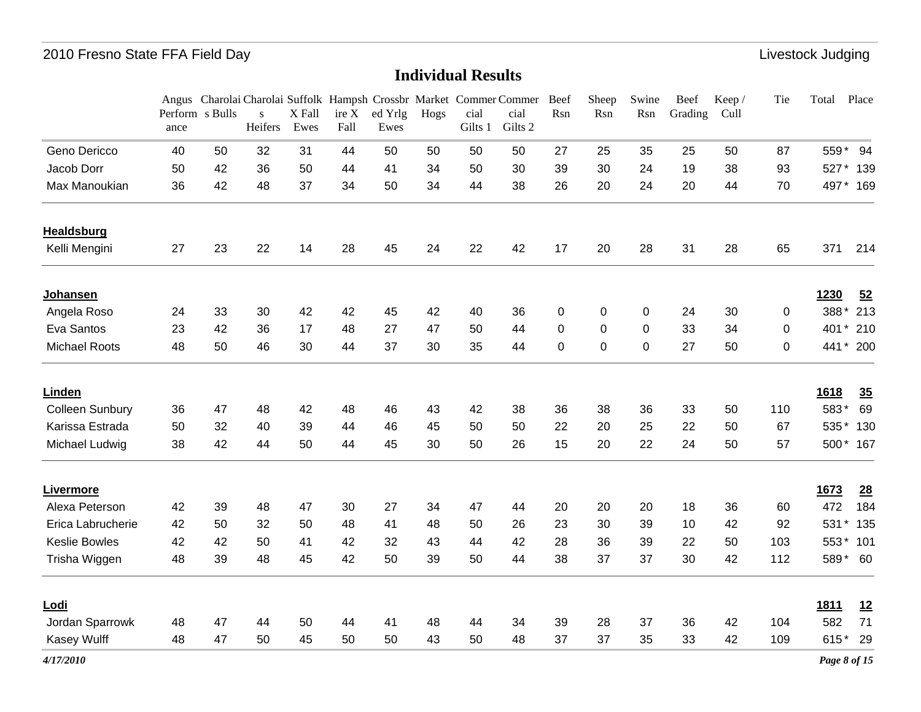# Individual Results

| | Angus Performance | Charolais Bulls | Charolais Heifers | Suffolk X Fall Ewes | Hampshire X Fall | Crossbred Yrlg Ewes | Market Hogs | Commercial Gilts 1 | Commercial Gilts 2 | Beef Rsn | Sheep Rsn | Swine Rsn | Beef Grading | Keep / Cull | Tie | Total | Place |
|---|---|---|---|---|---|---|---|---|---|---|---|---|---|---|---|---|---|
| Geno Dericco | 40 | 50 | 32 | 31 | 44 | 50 | 50 | 50 | 50 | 27 | 25 | 35 | 25 | 50 | 87 | 559 * | 94 |
| Jacob Dorr | 50 | 42 | 36 | 50 | 44 | 41 | 34 | 50 | 30 | 39 | 30 | 24 | 19 | 38 | 93 | 527 * | 139 |
| Max Manoukian | 36 | 42 | 48 | 37 | 34 | 50 | 34 | 44 | 38 | 26 | 20 | 24 | 20 | 44 | 70 | 497 * | 169 |
| **Healdsburg** | | | | | | | | | | | | | | | | | |
| Kelli Mengini | 27 | 23 | 22 | 14 | 28 | 45 | 24 | 22 | 42 | 17 | 20 | 28 | 31 | 28 | 65 | 371 | 214 |
| **Johansen** | | | | | | | | | | | | | | | | **1230** | **52** |
| Angela Roso | 24 | 33 | 30 | 42 | 42 | 45 | 42 | 40 | 36 | 0 | 0 | 0 | 24 | 30 | 0 | 388 * | 213 |
| Eva Santos | 23 | 42 | 36 | 17 | 48 | 27 | 47 | 50 | 44 | 0 | 0 | 0 | 33 | 34 | 0 | 401 * | 210 |
| Michael Roots | 48 | 50 | 46 | 30 | 44 | 37 | 30 | 35 | 44 | 0 | 0 | 0 | 27 | 50 | 0 | 441 * | 200 |
| **Linden** | | | | | | | | | | | | | | | | **1618** | **35** |
| Colleen Sunbury | 36 | 47 | 48 | 42 | 48 | 46 | 43 | 42 | 38 | 36 | 38 | 36 | 33 | 50 | 110 | 583 * | 69 |
| Karissa Estrada | 50 | 32 | 40 | 39 | 44 | 46 | 45 | 50 | 50 | 22 | 20 | 25 | 22 | 50 | 67 | 535 * | 130 |
| Michael Ludwig | 38 | 42 | 44 | 50 | 44 | 45 | 30 | 50 | 26 | 15 | 20 | 22 | 24 | 50 | 57 | 500 * | 167 |
| **Livermore** | | | | | | | | | | | | | | | | **1673** | **28** |
| Alexa Peterson | 42 | 39 | 48 | 47 | 30 | 27 | 34 | 47 | 44 | 20 | 20 | 20 | 18 | 36 | 60 | 472 | 184 |
| Erica Labrucherie | 42 | 50 | 32 | 50 | 48 | 41 | 48 | 50 | 26 | 23 | 30 | 39 | 10 | 42 | 92 | 531 * | 135 |
| Keslie Bowles | 42 | 42 | 50 | 41 | 42 | 32 | 43 | 44 | 42 | 28 | 36 | 39 | 22 | 50 | 103 | 553 * | 101 |
| Trisha Wiggen | 48 | 39 | 48 | 45 | 42 | 50 | 39 | 50 | 44 | 38 | 37 | 37 | 30 | 42 | 112 | 589 * | 60 |
| **Lodi** | | | | | | | | | | | | | | | | **1811** | **12** |
| Jordan Sparrowk | 48 | 47 | 44 | 50 | 44 | 41 | 48 | 44 | 34 | 39 | 28 | 37 | 36 | 42 | 104 | 582 | 71 |
| Kasey Wulff | 48 | 47 | 50 | 45 | 50 | 50 | 43 | 50 | 48 | 37 | 37 | 35 | 33 | 42 | 109 | 615 * | 29 |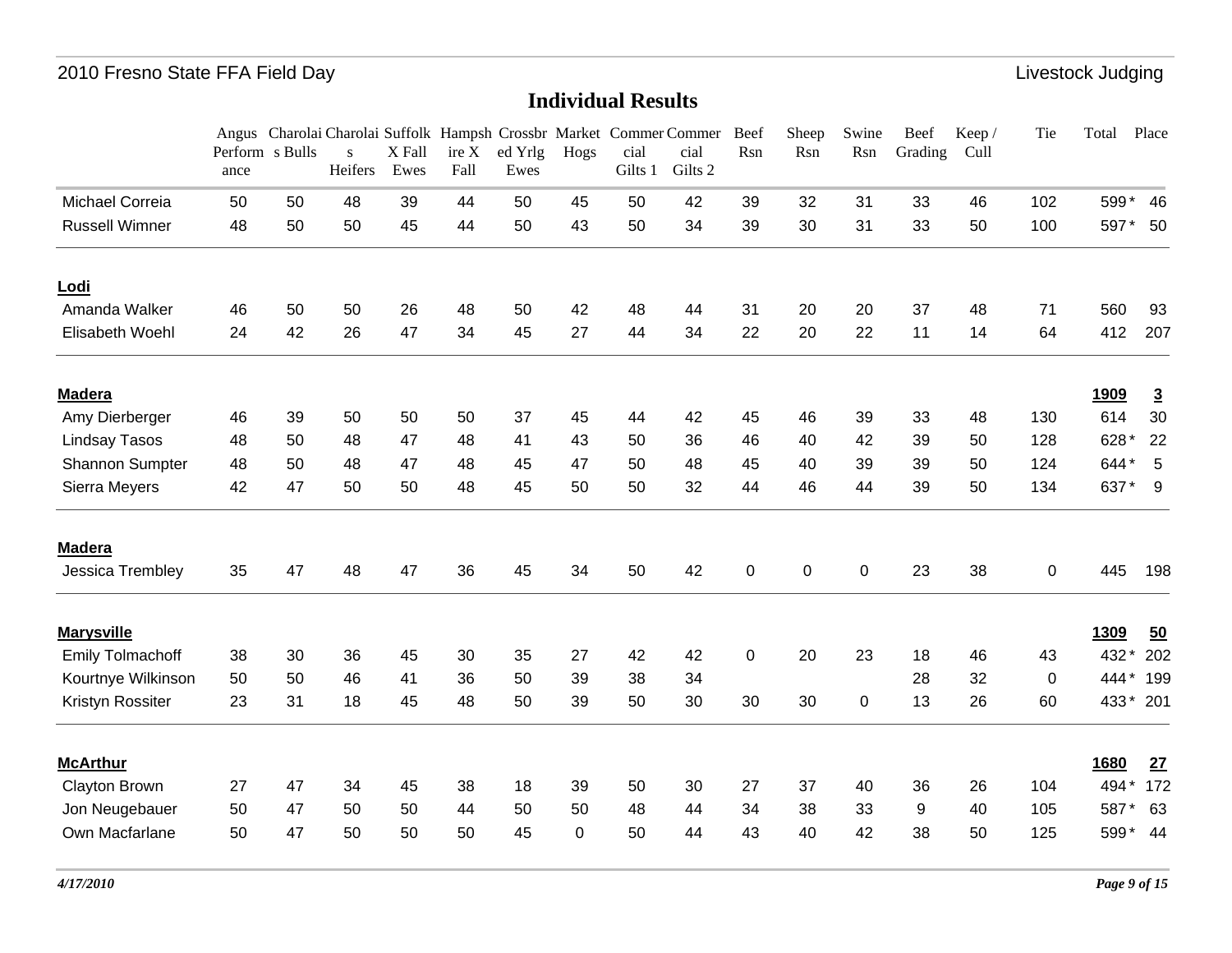## Individual Results

| | Angus Performance | Charolais Bulls | Charolais Heifers | Suffolk X Fall Ewes | Hampshire X Fall | Crossbred Yrlg Ewes | Market Hogs | Commercial Gilts 1 | Commercial Gilts 2 | Beef Rsn | Sheep Rsn | Swine Rsn | Beef Grading | Keep / Cull | Tie | Total | Place |
|---|---|---|---|---|---|---|---|---|---|---|---|---|---|---|---|---|---|
| Michael Correia | 50 | 50 | 48 | 39 | 44 | 50 | 45 | 50 | 42 | 39 | 32 | 31 | 33 | 46 | 102 | 599 * | 46 |
| Russell Wimner | 48 | 50 | 50 | 45 | 44 | 50 | 43 | 50 | 34 | 39 | 30 | 31 | 33 | 50 | 100 | 597 * | 50 |
| **Lodi** | | | | | | | | | | | | | | | | | |
| Amanda Walker | 46 | 50 | 50 | 26 | 48 | 50 | 42 | 48 | 44 | 31 | 20 | 20 | 37 | 48 | 71 | 560 | 93 |
| Elisabeth Woehl | 24 | 42 | 26 | 47 | 34 | 45 | 27 | 44 | 34 | 22 | 20 | 22 | 11 | 14 | 64 | 412 | 207 |
| **Madera** | | | | | | | | | | | | | | | | **1909** | **3** |
| Amy Dierberger | 46 | 39 | 50 | 50 | 50 | 37 | 45 | 44 | 42 | 45 | 46 | 39 | 33 | 48 | 130 | 614 | 30 |
| Lindsay Tasos | 48 | 50 | 48 | 47 | 48 | 41 | 43 | 50 | 36 | 46 | 40 | 42 | 39 | 50 | 128 | 628 * | 22 |
| Shannon Sumpter | 48 | 50 | 48 | 47 | 48 | 45 | 47 | 50 | 48 | 45 | 40 | 39 | 39 | 50 | 124 | 644 * | 5 |
| Sierra Meyers | 42 | 47 | 50 | 50 | 48 | 45 | 50 | 50 | 32 | 44 | 46 | 44 | 39 | 50 | 134 | 637 * | 9 |
| **Madera** | | | | | | | | | | | | | | | | | |
| Jessica Trembley | 35 | 47 | 48 | 47 | 36 | 45 | 34 | 50 | 42 | 0 | 0 | 0 | 23 | 38 | 0 | 445 | 198 |
| **Marysville** | | | | | | | | | | | | | | | | **1309** | **50** |
| Emily Tolmachoff | 38 | 30 | 36 | 45 | 30 | 35 | 27 | 42 | 42 | 0 | 20 | 23 | 18 | 46 | 43 | 432 * | 202 |
| Kourtnye Wilkinson | 50 | 50 | 46 | 41 | 36 | 50 | 39 | 38 | 34 | | | | 28 | 32 | 0 | 444 * | 199 |
| Kristyn Rossiter | 23 | 31 | 18 | 45 | 48 | 50 | 39 | 50 | 30 | 30 | 30 | 0 | 13 | 26 | 60 | 433 * | 201 |
| **McArthur** | | | | | | | | | | | | | | | | **1680** | **27** |
| Clayton Brown | 27 | 47 | 34 | 45 | 38 | 18 | 39 | 50 | 30 | 27 | 37 | 40 | 36 | 26 | 104 | 494 * | 172 |
| Jon Neugebauer | 50 | 47 | 50 | 50 | 44 | 50 | 50 | 48 | 44 | 34 | 38 | 33 | 9 | 40 | 105 | 587 * | 63 |
| Own Macfarlane | 50 | 47 | 50 | 50 | 50 | 45 | 0 | 50 | 44 | 43 | 40 | 42 | 38 | 50 | 125 | 599 * | 44 |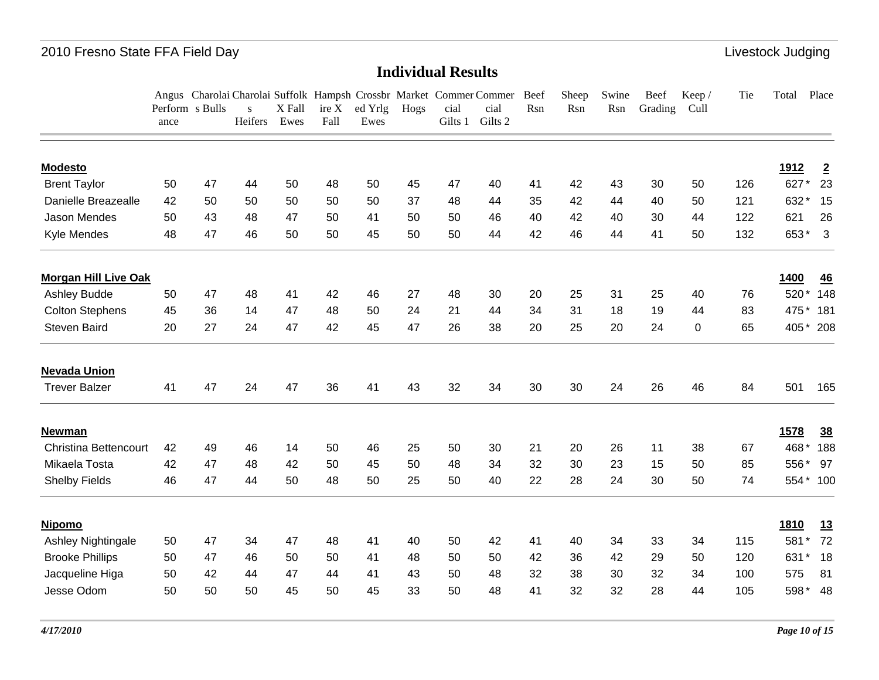# Individual Results

| | Angus Performance | Charolais Bulls | Charolais Heifers | Suffolk X Fall Ewes | Hampshire X Fall | Crossbred Yrlg Ewes | Market Hogs | Commercial Gilts 1 | Commercial Gilts 2 | Beef Rsn | Sheep Rsn | Swine Rsn | Beef Grading | Keep / Cull | Tie | Total | Place |
|---|---|---|---|---|---|---|---|---|---|---|---|---|---|---|---|---|---|
| **Modesto** | | | | | | | | | | | | | | | | **1912** | **2** |
| Brent Taylor | 50 | 47 | 44 | 50 | 48 | 50 | 45 | 47 | 40 | 41 | 42 | 43 | 30 | 50 | 126 | 627 * | 23 |
| Danielle Breazealle | 42 | 50 | 50 | 50 | 50 | 50 | 37 | 48 | 44 | 35 | 42 | 44 | 40 | 50 | 121 | 632 * | 15 |
| Jason Mendes | 50 | 43 | 48 | 47 | 50 | 41 | 50 | 50 | 46 | 40 | 42 | 40 | 30 | 44 | 122 | 621 | 26 |
| Kyle Mendes | 48 | 47 | 46 | 50 | 50 | 45 | 50 | 50 | 44 | 42 | 46 | 44 | 41 | 50 | 132 | 653 * | 3 |
| **Morgan Hill Live Oak** | | | | | | | | | | | | | | | | **1400** | **46** |
| Ashley Budde | 50 | 47 | 48 | 41 | 42 | 46 | 27 | 48 | 30 | 20 | 25 | 31 | 25 | 40 | 76 | 520 * | 148 |
| Colton Stephens | 45 | 36 | 14 | 47 | 48 | 50 | 24 | 21 | 44 | 34 | 31 | 18 | 19 | 44 | 83 | 475 * | 181 |
| Steven Baird | 20 | 27 | 24 | 47 | 42 | 45 | 47 | 26 | 38 | 20 | 25 | 20 | 24 | 0 | 65 | 405 * | 208 |
| **Nevada Union** | | | | | | | | | | | | | | | | | |
| Trever Balzer | 41 | 47 | 24 | 47 | 36 | 41 | 43 | 32 | 34 | 30 | 30 | 24 | 26 | 46 | 84 | 501 | 165 |
| **Newman** | | | | | | | | | | | | | | | | **1578** | **38** |
| Christina Bettencourt | 42 | 49 | 46 | 14 | 50 | 46 | 25 | 50 | 30 | 21 | 20 | 26 | 11 | 38 | 67 | 468 * | 188 |
| Mikaela Tosta | 42 | 47 | 48 | 42 | 50 | 45 | 50 | 48 | 34 | 32 | 30 | 23 | 15 | 50 | 85 | 556 * | 97 |
| Shelby Fields | 46 | 47 | 44 | 50 | 48 | 50 | 25 | 50 | 40 | 22 | 28 | 24 | 30 | 50 | 74 | 554 * | 100 |
| **Nipomo** | | | | | | | | | | | | | | | | **1810** | **13** |
| Ashley Nightingale | 50 | 47 | 34 | 47 | 48 | 41 | 40 | 50 | 42 | 41 | 40 | 34 | 33 | 34 | 115 | 581 * | 72 |
| Brooke Phillips | 50 | 47 | 46 | 50 | 50 | 41 | 48 | 50 | 50 | 42 | 36 | 42 | 29 | 50 | 120 | 631 * | 18 |
| Jacqueline Higa | 50 | 42 | 44 | 47 | 44 | 41 | 43 | 50 | 48 | 32 | 38 | 30 | 32 | 34 | 100 | 575 | 81 |
| Jesse Odom | 50 | 50 | 50 | 45 | 50 | 45 | 33 | 50 | 48 | 41 | 32 | 32 | 28 | 44 | 105 | 598 * | 48 |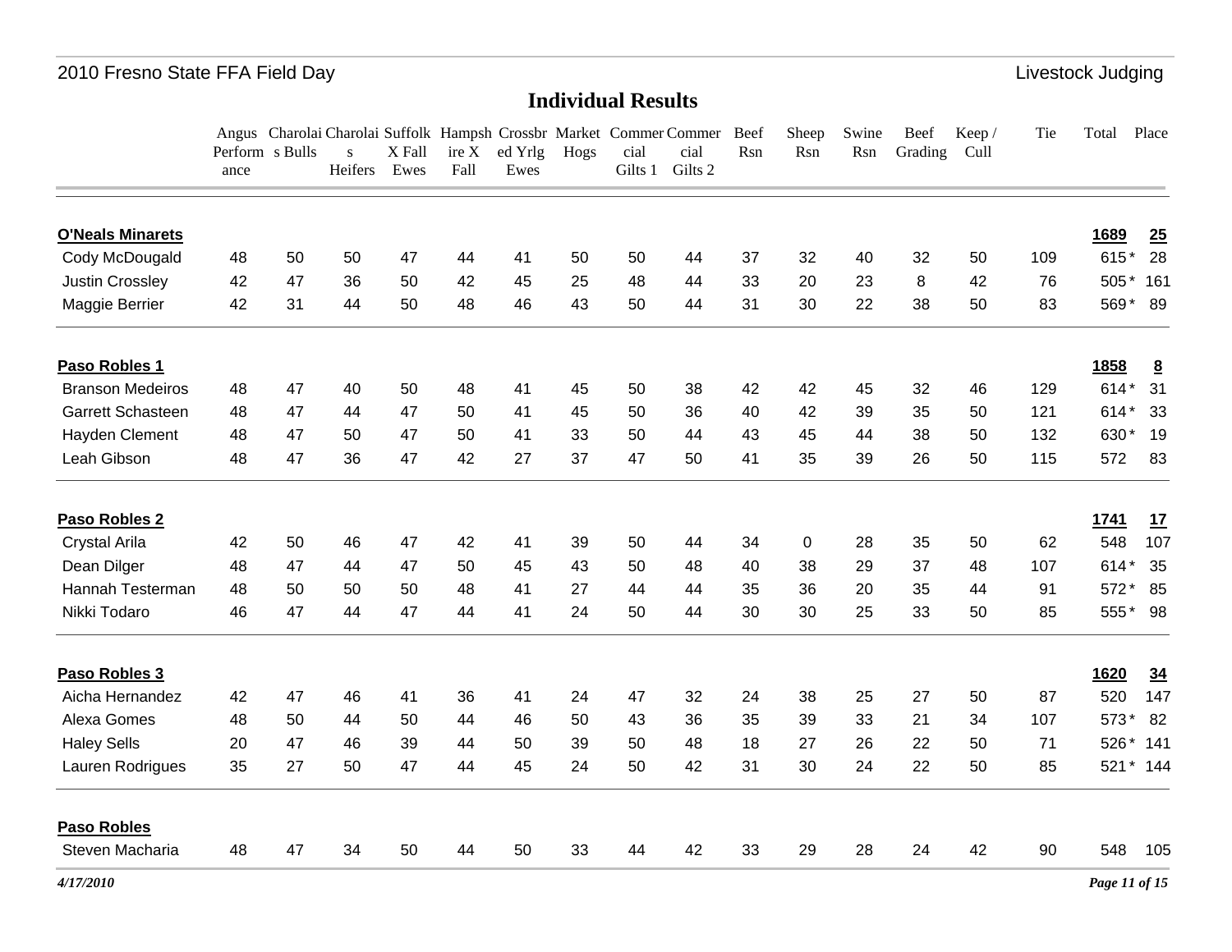2010 Fresno State FFA Field Day — Livestock Judging

## Individual Results

| | Angus Performance | Charolais Bulls | Charolais Heifers | Suffolk X Fall Ewes | Hampshire X Fall | Crossbred Yrlg Ewes | Market Hogs | Commercial Gilts 1 | Commercial Gilts 2 | Beef Rsn | Sheep Rsn | Swine Rsn | Beef Grading | Keep / Cull | Tie | Total | Place |
|---|---|---|---|---|---|---|---|---|---|---|---|---|---|---|---|---|---|
| **O'Neals Minarets** | | | | | | | | | | | | | | | | **1689** | **25** |
| Cody McDougald | 48 | 50 | 50 | 47 | 44 | 41 | 50 | 50 | 44 | 37 | 32 | 40 | 32 | 50 | 109 | 615 * | 28 |
| Justin Crossley | 42 | 47 | 36 | 50 | 42 | 45 | 25 | 48 | 44 | 33 | 20 | 23 | 8 | 42 | 76 | 505 * | 161 |
| Maggie Berrier | 42 | 31 | 44 | 50 | 48 | 46 | 43 | 50 | 44 | 31 | 30 | 22 | 38 | 50 | 83 | 569 * | 89 |
| **Paso Robles 1** | | | | | | | | | | | | | | | | **1858** | **8** |
| Branson Medeiros | 48 | 47 | 40 | 50 | 48 | 41 | 45 | 50 | 38 | 42 | 42 | 45 | 32 | 46 | 129 | 614 * | 31 |
| Garrett Schasteen | 48 | 47 | 44 | 47 | 50 | 41 | 45 | 50 | 36 | 40 | 42 | 39 | 35 | 50 | 121 | 614 * | 33 |
| Hayden Clement | 48 | 47 | 50 | 47 | 50 | 41 | 33 | 50 | 44 | 43 | 45 | 44 | 38 | 50 | 132 | 630 * | 19 |
| Leah Gibson | 48 | 47 | 36 | 47 | 42 | 27 | 37 | 47 | 50 | 41 | 35 | 39 | 26 | 50 | 115 | 572 | 83 |
| **Paso Robles 2** | | | | | | | | | | | | | | | | **1741** | **17** |
| Crystal Arila | 42 | 50 | 46 | 47 | 42 | 41 | 39 | 50 | 44 | 34 | 0 | 28 | 35 | 50 | 62 | 548 | 107 |
| Dean Dilger | 48 | 47 | 44 | 47 | 50 | 45 | 43 | 50 | 48 | 40 | 38 | 29 | 37 | 48 | 107 | 614 * | 35 |
| Hannah Testerman | 48 | 50 | 50 | 50 | 48 | 41 | 27 | 44 | 44 | 35 | 36 | 20 | 35 | 44 | 91 | 572 * | 85 |
| Nikki Todaro | 46 | 47 | 44 | 47 | 44 | 41 | 24 | 50 | 44 | 30 | 30 | 25 | 33 | 50 | 85 | 555 * | 98 |
| **Paso Robles 3** | | | | | | | | | | | | | | | | **1620** | **34** |
| Aicha Hernandez | 42 | 47 | 46 | 41 | 36 | 41 | 24 | 47 | 32 | 24 | 38 | 25 | 27 | 50 | 87 | 520 | 147 |
| Alexa Gomes | 48 | 50 | 44 | 50 | 44 | 46 | 50 | 43 | 36 | 35 | 39 | 33 | 21 | 34 | 107 | 573 * | 82 |
| Haley Sells | 20 | 47 | 46 | 39 | 44 | 50 | 39 | 50 | 48 | 18 | 27 | 26 | 22 | 50 | 71 | 526 * | 141 |
| Lauren Rodrigues | 35 | 27 | 50 | 47 | 44 | 45 | 24 | 50 | 42 | 31 | 30 | 24 | 22 | 50 | 85 | 521 * | 144 |
| **Paso Robles** | | | | | | | | | | | | | | | | | |
| Steven Macharia | 48 | 47 | 34 | 50 | 44 | 50 | 33 | 44 | 42 | 33 | 29 | 28 | 24 | 42 | 90 | 548 | 105 |

*4/17/2010*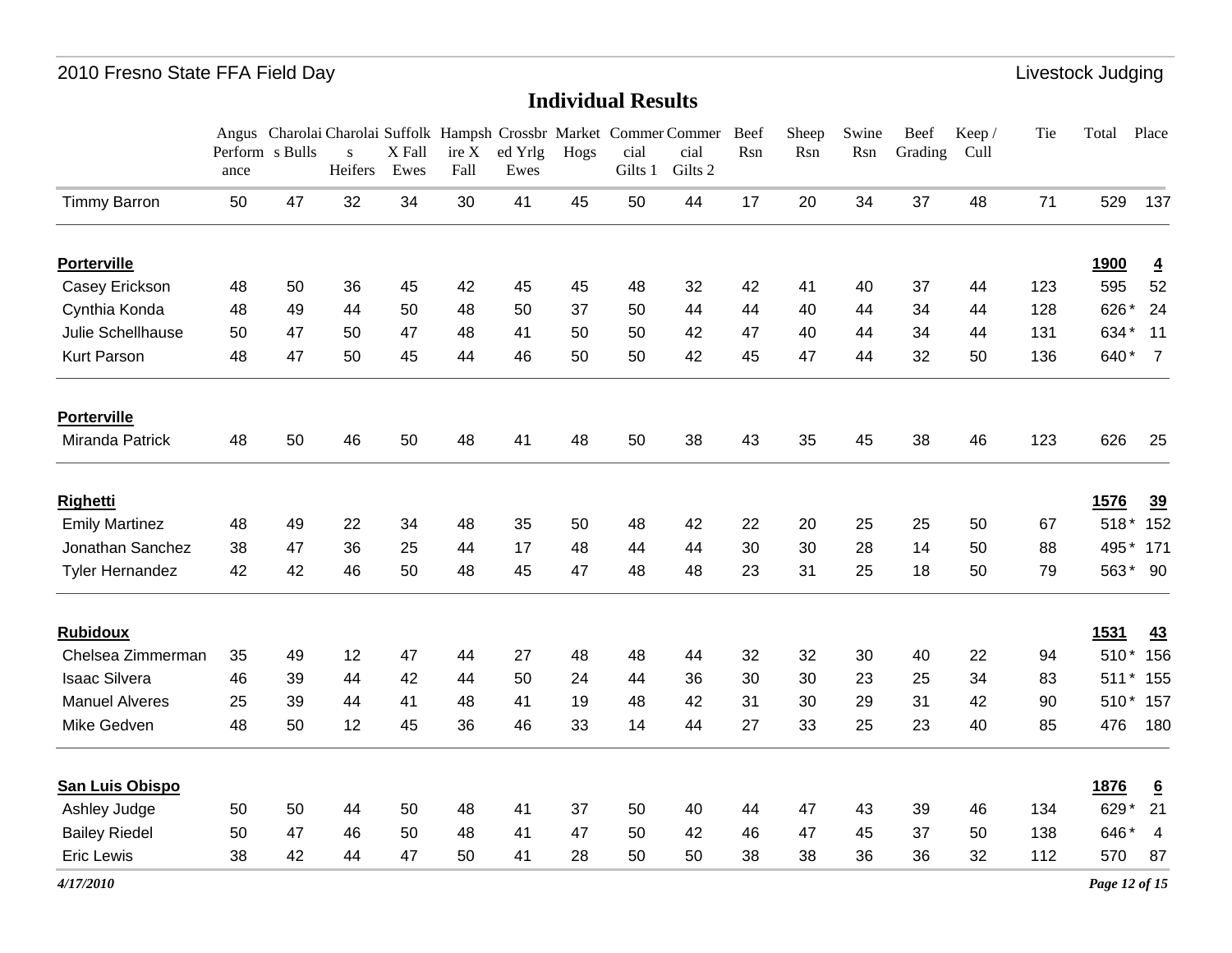## Individual Results

| | Angus Performance | Charolais Bulls | Charolais Heifers | Suffolk X Fall Ewes | Hampshire X Fall | Crossbred Yrlg Ewes | Market Hogs | Commercial Gilts 1 | Commercial Gilts 2 | Beef Rsn | Sheep Rsn | Swine Rsn | Beef Grading | Keep / Cull | Tie | Total | Place |
|---|---|---|---|---|---|---|---|---|---|---|---|---|---|---|---|---|---|
| Timmy Barron | 50 | 47 | 32 | 34 | 30 | 41 | 45 | 50 | 44 | 17 | 20 | 34 | 37 | 48 | 71 | 529 | 137 |
| **Porterville** | | | | | | | | | | | | | | | | **1900** | **4** |
| Casey Erickson | 48 | 50 | 36 | 45 | 42 | 45 | 45 | 48 | 32 | 42 | 41 | 40 | 37 | 44 | 123 | 595 | 52 |
| Cynthia Konda | 48 | 49 | 44 | 50 | 48 | 50 | 37 | 50 | 44 | 44 | 40 | 44 | 34 | 44 | 128 | 626 * | 24 |
| Julie Schellhause | 50 | 47 | 50 | 47 | 48 | 41 | 50 | 50 | 42 | 47 | 40 | 44 | 34 | 44 | 131 | 634 * | 11 |
| Kurt Parson | 48 | 47 | 50 | 45 | 44 | 46 | 50 | 50 | 42 | 45 | 47 | 44 | 32 | 50 | 136 | 640 * | 7 |
| **Porterville** | | | | | | | | | | | | | | | | | |
| Miranda Patrick | 48 | 50 | 46 | 50 | 48 | 41 | 48 | 50 | 38 | 43 | 35 | 45 | 38 | 46 | 123 | 626 | 25 |
| **Righetti** | | | | | | | | | | | | | | | | **1576** | **39** |
| Emily Martinez | 48 | 49 | 22 | 34 | 48 | 35 | 50 | 48 | 42 | 22 | 20 | 25 | 25 | 50 | 67 | 518 * | 152 |
| Jonathan Sanchez | 38 | 47 | 36 | 25 | 44 | 17 | 48 | 44 | 44 | 30 | 30 | 28 | 14 | 50 | 88 | 495 * | 171 |
| Tyler Hernandez | 42 | 42 | 46 | 50 | 48 | 45 | 47 | 48 | 48 | 23 | 31 | 25 | 18 | 50 | 79 | 563 * | 90 |
| **Rubidoux** | | | | | | | | | | | | | | | | **1531** | **43** |
| Chelsea Zimmerman | 35 | 49 | 12 | 47 | 44 | 27 | 48 | 48 | 44 | 32 | 32 | 30 | 40 | 22 | 94 | 510 * | 156 |
| Isaac Silvera | 46 | 39 | 44 | 42 | 44 | 50 | 24 | 44 | 36 | 30 | 30 | 23 | 25 | 34 | 83 | 511 * | 155 |
| Manuel Alveres | 25 | 39 | 44 | 41 | 48 | 41 | 19 | 48 | 42 | 31 | 30 | 29 | 31 | 42 | 90 | 510 * | 157 |
| Mike Gedven | 48 | 50 | 12 | 45 | 36 | 46 | 33 | 14 | 44 | 27 | 33 | 25 | 23 | 40 | 85 | 476 | 180 |
| **San Luis Obispo** | | | | | | | | | | | | | | | | **1876** | **6** |
| Ashley Judge | 50 | 50 | 44 | 50 | 48 | 41 | 37 | 50 | 40 | 44 | 47 | 43 | 39 | 46 | 134 | 629 * | 21 |
| Bailey Riedel | 50 | 47 | 46 | 50 | 48 | 41 | 47 | 50 | 42 | 46 | 47 | 45 | 37 | 50 | 138 | 646 * | 4 |
| Eric Lewis | 38 | 42 | 44 | 47 | 50 | 41 | 28 | 50 | 50 | 38 | 38 | 36 | 36 | 32 | 112 | 570 | 87 |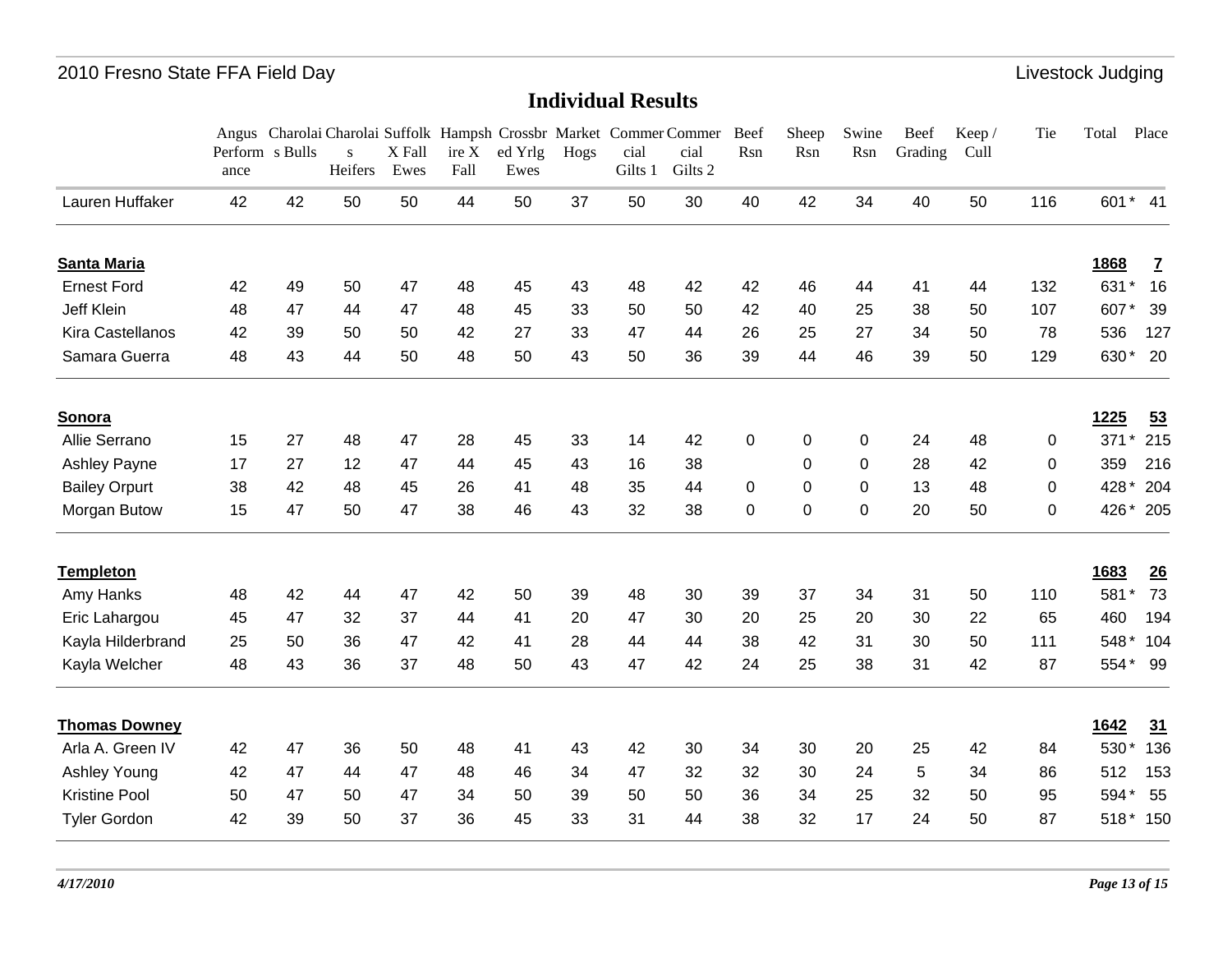## Individual Results

| | Angus Performance | Charolais Bulls | Charolais Heifers | Suffolk X Fall Ewes | Hampshire X Fall | Crossbred Yrlg Ewes | Market Hogs | Commercial Gilts 1 | Commercial Gilts 2 | Beef Rsn | Sheep Rsn | Swine Rsn | Beef Grading | Keep / Cull | Tie | Total | Place |
|---|---|---|---|---|---|---|---|---|---|---|---|---|---|---|---|---|---|
| Lauren Huffaker | 42 | 42 | 50 | 50 | 44 | 50 | 37 | 50 | 30 | 40 | 42 | 34 | 40 | 50 | 116 | 601 * | 41 |
| **Santa Maria** | | | | | | | | | | | | | | | | **1868** | **7** |
| Ernest Ford | 42 | 49 | 50 | 47 | 48 | 45 | 43 | 48 | 42 | 42 | 46 | 44 | 41 | 44 | 132 | 631 * | 16 |
| Jeff Klein | 48 | 47 | 44 | 47 | 48 | 45 | 33 | 50 | 50 | 42 | 40 | 25 | 38 | 50 | 107 | 607 * | 39 |
| Kira Castellanos | 42 | 39 | 50 | 50 | 42 | 27 | 33 | 47 | 44 | 26 | 25 | 27 | 34 | 50 | 78 | 536 | 127 |
| Samara Guerra | 48 | 43 | 44 | 50 | 48 | 50 | 43 | 50 | 36 | 39 | 44 | 46 | 39 | 50 | 129 | 630 * | 20 |
| **Sonora** | | | | | | | | | | | | | | | | **1225** | **53** |
| Allie Serrano | 15 | 27 | 48 | 47 | 28 | 45 | 33 | 14 | 42 | 0 | 0 | 0 | 24 | 48 | 0 | 371 * | 215 |
| Ashley Payne | 17 | 27 | 12 | 47 | 44 | 45 | 43 | 16 | 38 | | 0 | 0 | 28 | 42 | 0 | 359 | 216 |
| Bailey Orpurt | 38 | 42 | 48 | 45 | 26 | 41 | 48 | 35 | 44 | 0 | 0 | 0 | 13 | 48 | 0 | 428 * | 204 |
| Morgan Butow | 15 | 47 | 50 | 47 | 38 | 46 | 43 | 32 | 38 | 0 | 0 | 0 | 20 | 50 | 0 | 426 * | 205 |
| **Templeton** | | | | | | | | | | | | | | | | **1683** | **26** |
| Amy Hanks | 48 | 42 | 44 | 47 | 42 | 50 | 39 | 48 | 30 | 39 | 37 | 34 | 31 | 50 | 110 | 581 * | 73 |
| Eric Lahargou | 45 | 47 | 32 | 37 | 44 | 41 | 20 | 47 | 30 | 20 | 25 | 20 | 30 | 22 | 65 | 460 | 194 |
| Kayla Hilderbrand | 25 | 50 | 36 | 47 | 42 | 41 | 28 | 44 | 44 | 38 | 42 | 31 | 30 | 50 | 111 | 548 * | 104 |
| Kayla Welcher | 48 | 43 | 36 | 37 | 48 | 50 | 43 | 47 | 42 | 24 | 25 | 38 | 31 | 42 | 87 | 554 * | 99 |
| **Thomas Downey** | | | | | | | | | | | | | | | | **1642** | **31** |
| Arla A. Green IV | 42 | 47 | 36 | 50 | 48 | 41 | 43 | 42 | 30 | 34 | 30 | 20 | 25 | 42 | 84 | 530 * | 136 |
| Ashley Young | 42 | 47 | 44 | 47 | 48 | 46 | 34 | 47 | 32 | 32 | 30 | 24 | 5 | 34 | 86 | 512 | 153 |
| Kristine Pool | 50 | 47 | 50 | 47 | 34 | 50 | 39 | 50 | 50 | 36 | 34 | 25 | 32 | 50 | 95 | 594 * | 55 |
| Tyler Gordon | 42 | 39 | 50 | 37 | 36 | 45 | 33 | 31 | 44 | 38 | 32 | 17 | 24 | 50 | 87 | 518 * | 150 |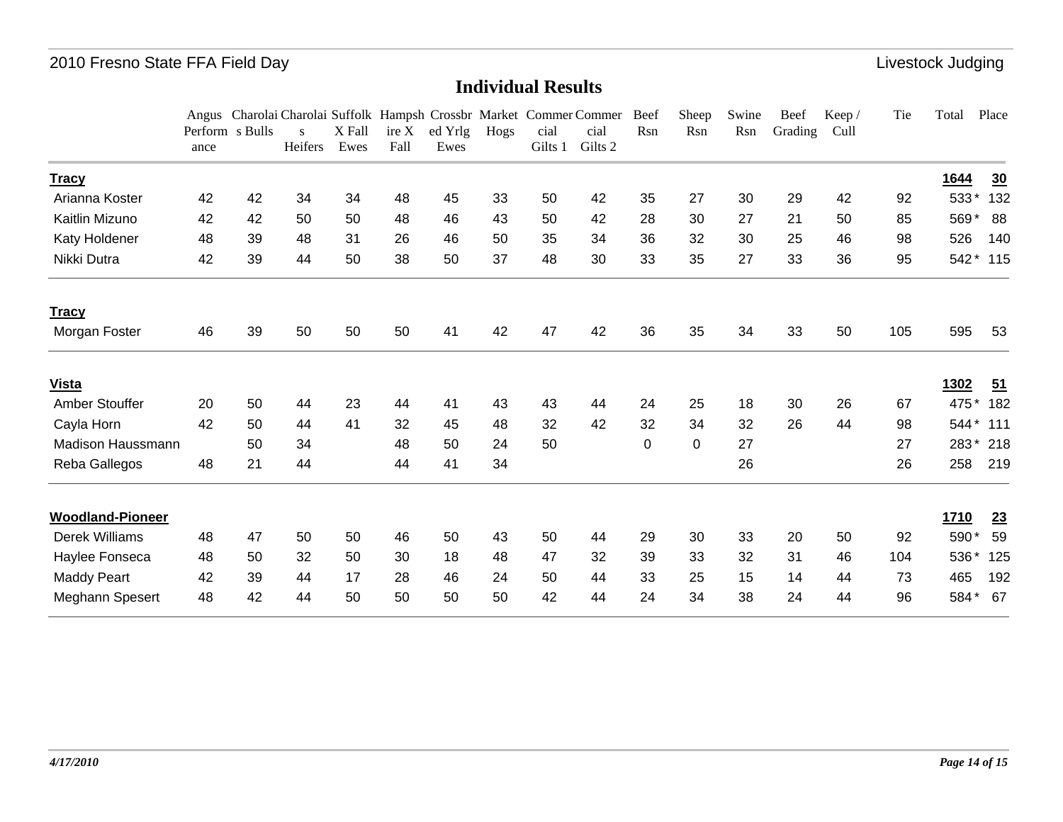## Individual Results

| | Angus Performance | Charolais Bulls | Charolais Heifers | Suffolk X Fall Ewes | Hampshire X Fall | Crossbred Yrlg Ewes | Market Hogs | Commercial Gilts 1 | Commercial Gilts 2 | Beef Rsn | Sheep Rsn | Swine Rsn | Beef Grading | Keep / Cull | Tie | Total | Place |
|---|---|---|---|---|---|---|---|---|---|---|---|---|---|---|---|---|---|
| **Tracy** | | | | | | | | | | | | | | | | **1644** | **30** |
| Arianna Koster | 42 | 42 | 34 | 34 | 48 | 45 | 33 | 50 | 42 | 35 | 27 | 30 | 29 | 42 | 92 | 533 * | 132 |
| Kaitlin Mizuno | 42 | 42 | 50 | 50 | 48 | 46 | 43 | 50 | 42 | 28 | 30 | 27 | 21 | 50 | 85 | 569 * | 88 |
| Katy Holdener | 48 | 39 | 48 | 31 | 26 | 46 | 50 | 35 | 34 | 36 | 32 | 30 | 25 | 46 | 98 | 526 | 140 |
| Nikki Dutra | 42 | 39 | 44 | 50 | 38 | 50 | 37 | 48 | 30 | 33 | 35 | 27 | 33 | 36 | 95 | 542 * | 115 |
| **Tracy** | | | | | | | | | | | | | | | | | |
| Morgan Foster | 46 | 39 | 50 | 50 | 50 | 41 | 42 | 47 | 42 | 36 | 35 | 34 | 33 | 50 | 105 | 595 | 53 |
| **Vista** | | | | | | | | | | | | | | | | **1302** | **51** |
| Amber Stouffer | 20 | 50 | 44 | 23 | 44 | 41 | 43 | 43 | 44 | 24 | 25 | 18 | 30 | 26 | 67 | 475 * | 182 |
| Cayla Horn | 42 | 50 | 44 | 41 | 32 | 45 | 48 | 32 | 42 | 32 | 34 | 32 | 26 | 44 | 98 | 544 * | 111 |
| Madison Haussmann | | 50 | 34 | | 48 | 50 | 24 | 50 | | 0 | 0 | 27 | | | 27 | 283 * | 218 |
| Reba Gallegos | 48 | 21 | 44 | | 44 | 41 | 34 | | | | | 26 | | | 26 | 258 | 219 |
| **Woodland-Pioneer** | | | | | | | | | | | | | | | | **1710** | **23** |
| Derek Williams | 48 | 47 | 50 | 50 | 46 | 50 | 43 | 50 | 44 | 29 | 30 | 33 | 20 | 50 | 92 | 590 * | 59 |
| Haylee Fonseca | 48 | 50 | 32 | 50 | 30 | 18 | 48 | 47 | 32 | 39 | 33 | 32 | 31 | 46 | 104 | 536 * | 125 |
| Maddy Peart | 42 | 39 | 44 | 17 | 28 | 46 | 24 | 50 | 44 | 33 | 25 | 15 | 14 | 44 | 73 | 465 | 192 |
| Meghann Spesert | 48 | 42 | 44 | 50 | 50 | 50 | 50 | 42 | 44 | 24 | 34 | 38 | 24 | 44 | 96 | 584 * | 67 |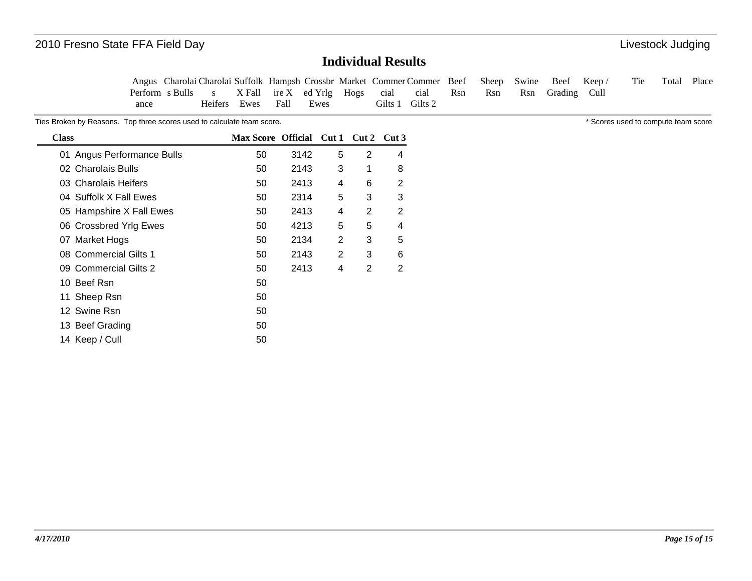## Individual Results

| Angus Performance | Charolais Bulls | Charolais Heifers | Suffolk X Fall Ewes | Hampshire X Fall | Crossbred Yrlg Ewes | Market Hogs | Commercial Gilts 1 | Commercial Gilts 2 | Beef Rsn | Sheep Rsn | Swine Rsn | Beef Grading | Keep / Cull | Tie | Total | Place |
|---|---|---|---|---|---|---|---|---|---|---|---|---|---|---|---|---|

Ties Broken by Reasons. Top three scores used to calculate team score.

\* Scores used to compute team score

| Class | Max Score | Official | Cut 1 | Cut 2 | Cut 3 |
|---|---|---|---|---|---|
| 01 Angus Performance Bulls | 50 | 3142 | 5 | 2 | 4 |
| 02 Charolais Bulls | 50 | 2143 | 3 | 1 | 8 |
| 03 Charolais Heifers | 50 | 2413 | 4 | 6 | 2 |
| 04 Suffolk X Fall Ewes | 50 | 2314 | 5 | 3 | 3 |
| 05 Hampshire X Fall Ewes | 50 | 2413 | 4 | 2 | 2 |
| 06 Crossbred Yrlg Ewes | 50 | 4213 | 5 | 5 | 4 |
| 07 Market Hogs | 50 | 2134 | 2 | 3 | 5 |
| 08 Commercial Gilts 1 | 50 | 2143 | 2 | 3 | 6 |
| 09 Commercial Gilts 2 | 50 | 2413 | 4 | 2 | 2 |
| 10 Beef Rsn | 50 | | | | |
| 11 Sheep Rsn | 50 | | | | |
| 12 Swine Rsn | 50 | | | | |
| 13 Beef Grading | 50 | | | | |
| 14 Keep / Cull | 50 | | | | |